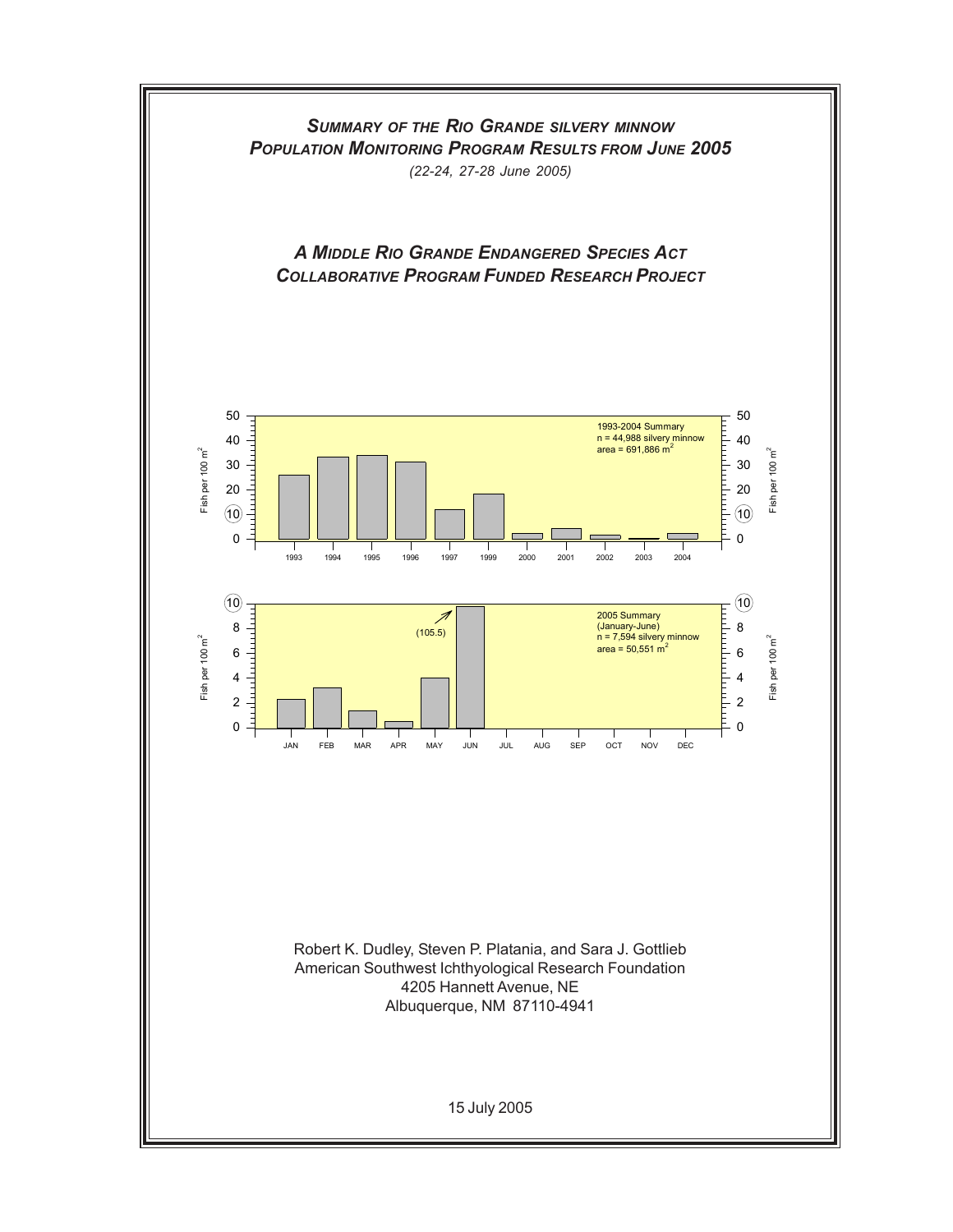# *Summary of the Rio Grande silvery minnow Population Monitoring Program Results from June 2005*

*(22-24, 27-28 June 2005)*

## *A Middle Rio Grande Endangered Species Act Collaborative Program Funded Research Project*

1993-2004 Summary
n = 44,988 silvery minnow
area = 691,886 $m^2$

2005 Summary
(January-June)
n = 7,594 silvery minnow
area = 50,551 $m^2$

(105.5)

Robert K. Dudley, Steven P. Platania, and Sara J. Gottlieb
American Southwest Ichthyological Research Foundation
4205 Hannett Avenue, NE
Albuquerque, NM 87110-4941

15 July 2005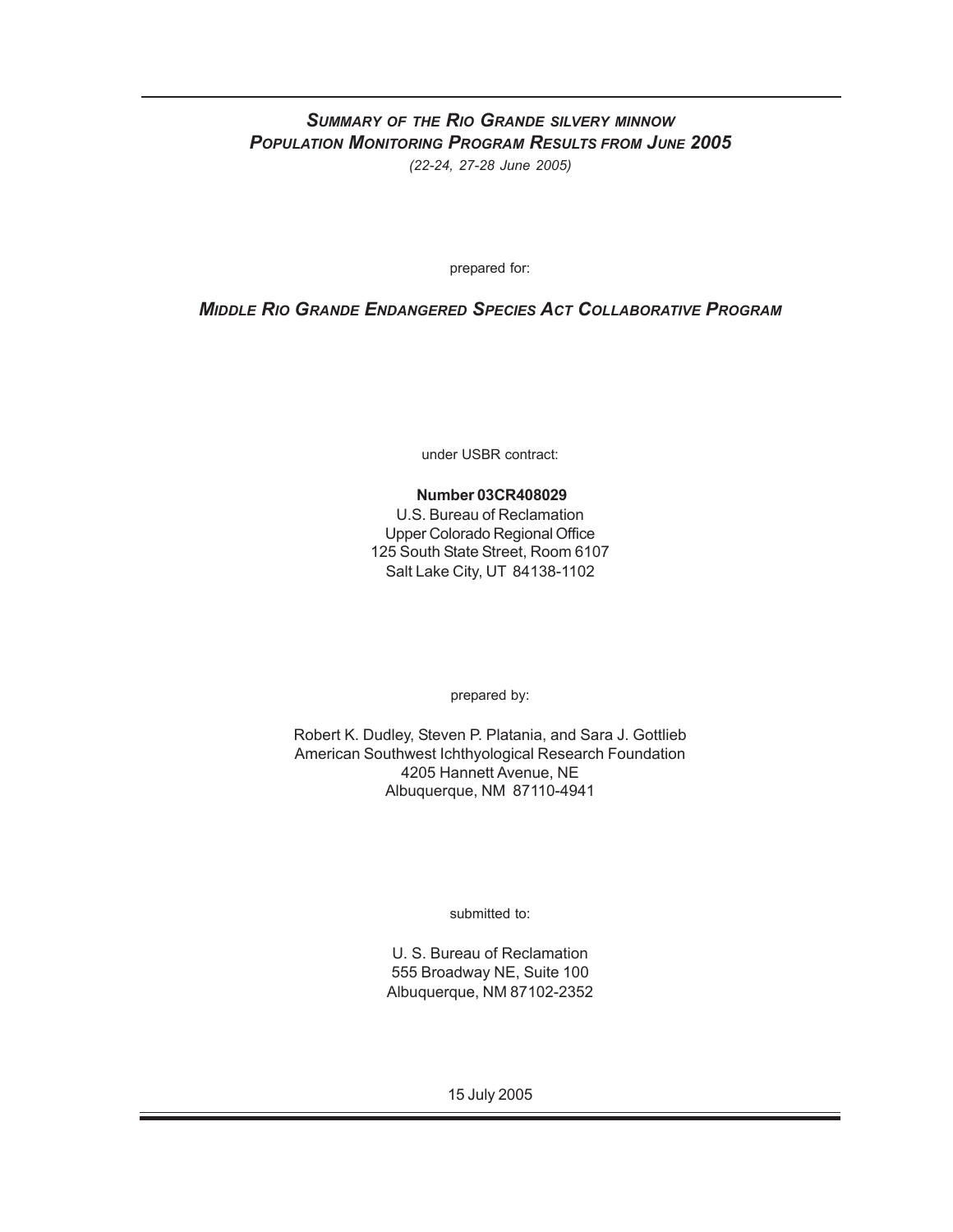# *Summary of the Rio Grande silvery minnow Population Monitoring Program Results from June 2005*

*(22-24, 27-28 June 2005)*

prepared for:

## *Middle Rio Grande Endangered Species Act Collaborative Program*

under USBR contract:

**Number 03CR408029**  
U.S. Bureau of Reclamation  
Upper Colorado Regional Office  
125 South State Street, Room 6107  
Salt Lake City, UT 84138-1102

prepared by:

Robert K. Dudley, Steven P. Platania, and Sara J. Gottlieb  
American Southwest Ichthyological Research Foundation  
4205 Hannett Avenue, NE  
Albuquerque, NM 87110-4941

submitted to:

U. S. Bureau of Reclamation  
555 Broadway NE, Suite 100  
Albuquerque, NM 87102-2352

15 July 2005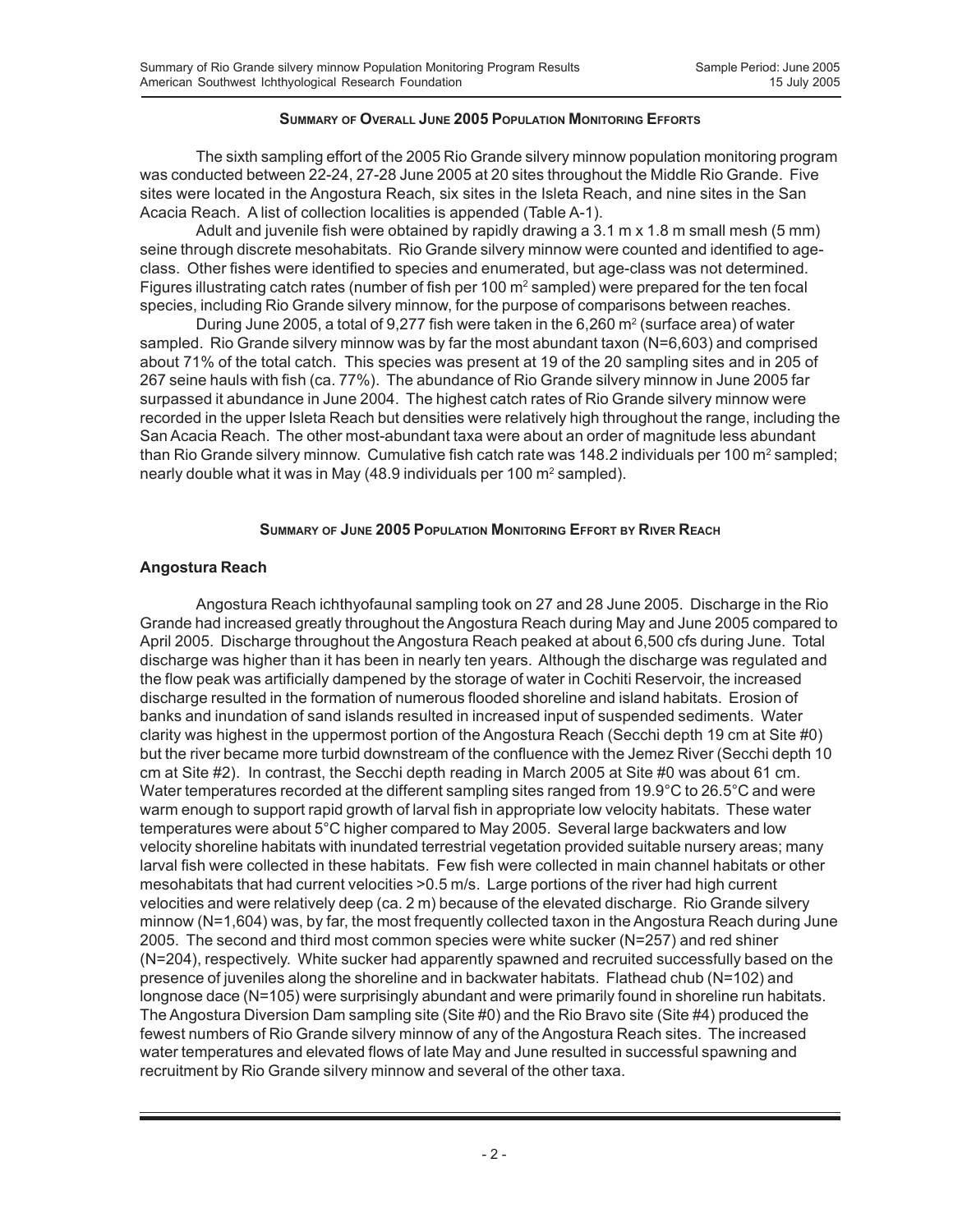### Summary of Overall June 2005 Population Monitoring Efforts

The sixth sampling effort of the 2005 Rio Grande silvery minnow population monitoring program was conducted between 22-24, 27-28 June 2005 at 20 sites throughout the Middle Rio Grande. Five sites were located in the Angostura Reach, six sites in the Isleta Reach, and nine sites in the San Acacia Reach. A list of collection localities is appended (Table A-1).

Adult and juvenile fish were obtained by rapidly drawing a 3.1 m x 1.8 m small mesh (5 mm) seine through discrete mesohabitats. Rio Grande silvery minnow were counted and identified to age-class. Other fishes were identified to species and enumerated, but age-class was not determined. Figures illustrating catch rates (number of fish per 100 $m^2$ sampled) were prepared for the ten focal species, including Rio Grande silvery minnow, for the purpose of comparisons between reaches.

During June 2005, a total of 9,277 fish were taken in the 6,260 $m^2$ (surface area) of water sampled. Rio Grande silvery minnow was by far the most abundant taxon (N=6,603) and comprised about 71% of the total catch. This species was present at 19 of the 20 sampling sites and in 205 of 267 seine hauls with fish (ca. 77%). The abundance of Rio Grande silvery minnow in June 2005 far surpassed it abundance in June 2004. The highest catch rates of Rio Grande silvery minnow were recorded in the upper Isleta Reach but densities were relatively high throughout the range, including the San Acacia Reach. The other most-abundant taxa were about an order of magnitude less abundant than Rio Grande silvery minnow. Cumulative fish catch rate was 148.2 individuals per 100 $m^2$ sampled; nearly double what it was in May (48.9 individuals per 100 $m^2$ sampled).

### Summary of June 2005 Population Monitoring Effort by River Reach

#### Angostura Reach

Angostura Reach ichthyofaunal sampling took on 27 and 28 June 2005. Discharge in the Rio Grande had increased greatly throughout the Angostura Reach during May and June 2005 compared to April 2005. Discharge throughout the Angostura Reach peaked at about 6,500 cfs during June. Total discharge was higher than it has been in nearly ten years. Although the discharge was regulated and the flow peak was artificially dampened by the storage of water in Cochiti Reservoir, the increased discharge resulted in the formation of numerous flooded shoreline and island habitats. Erosion of banks and inundation of sand islands resulted in increased input of suspended sediments. Water clarity was highest in the uppermost portion of the Angostura Reach (Secchi depth 19 cm at Site #0) but the river became more turbid downstream of the confluence with the Jemez River (Secchi depth 10 cm at Site #2). In contrast, the Secchi depth reading in March 2005 at Site #0 was about 61 cm. Water temperatures recorded at the different sampling sites ranged from 19.9°C to 26.5°C and were warm enough to support rapid growth of larval fish in appropriate low velocity habitats. These water temperatures were about 5°C higher compared to May 2005. Several large backwaters and low velocity shoreline habitats with inundated terrestrial vegetation provided suitable nursery areas; many larval fish were collected in these habitats. Few fish were collected in main channel habitats or other mesohabitats that had current velocities >0.5 m/s. Large portions of the river had high current velocities and were relatively deep (ca. 2 m) because of the elevated discharge. Rio Grande silvery minnow (N=1,604) was, by far, the most frequently collected taxon in the Angostura Reach during June 2005. The second and third most common species were white sucker (N=257) and red shiner (N=204), respectively. White sucker had apparently spawned and recruited successfully based on the presence of juveniles along the shoreline and in backwater habitats. Flathead chub (N=102) and longnose dace (N=105) were surprisingly abundant and were primarily found in shoreline run habitats. The Angostura Diversion Dam sampling site (Site #0) and the Rio Bravo site (Site #4) produced the fewest numbers of Rio Grande silvery minnow of any of the Angostura Reach sites. The increased water temperatures and elevated flows of late May and June resulted in successful spawning and recruitment by Rio Grande silvery minnow and several of the other taxa.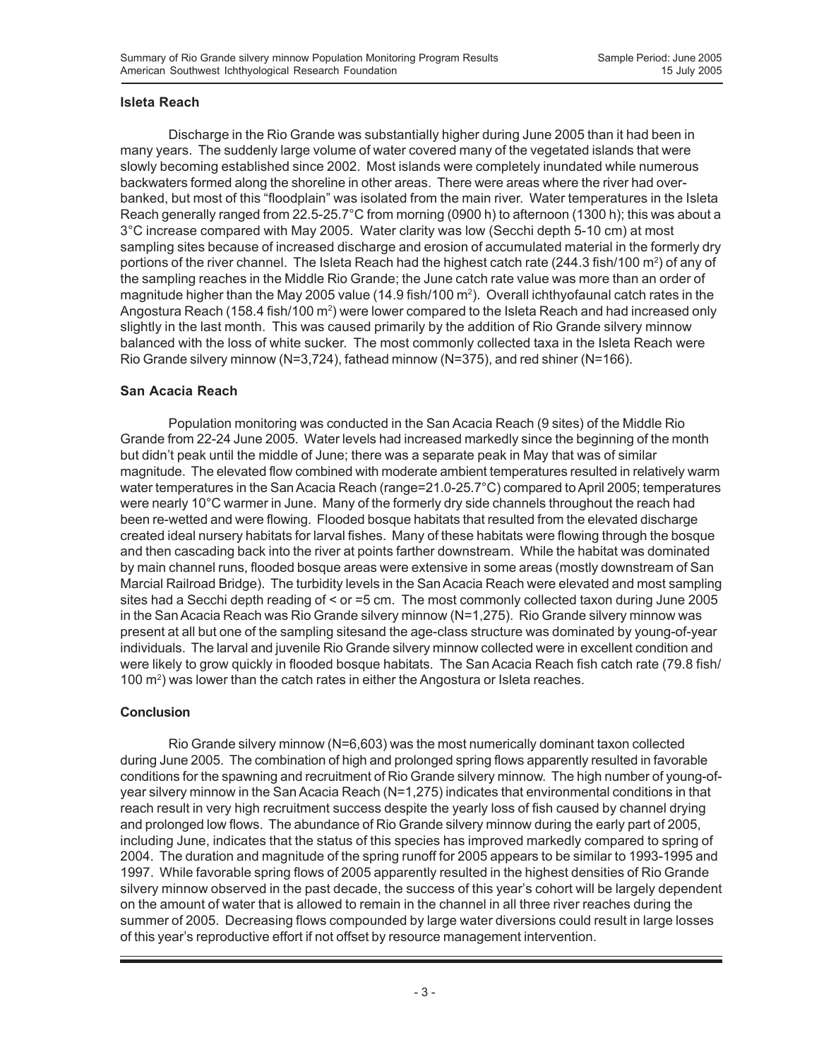**Isleta Reach**

Discharge in the Rio Grande was substantially higher during June 2005 than it had been in many years. The suddenly large volume of water covered many of the vegetated islands that were slowly becoming established since 2002. Most islands were completely inundated while numerous backwaters formed along the shoreline in other areas. There were areas where the river had over-banked, but most of this "floodplain" was isolated from the main river. Water temperatures in the Isleta Reach generally ranged from 22.5-25.7°C from morning (0900 h) to afternoon (1300 h); this was about a 3°C increase compared with May 2005. Water clarity was low (Secchi depth 5-10 cm) at most sampling sites because of increased discharge and erosion of accumulated material in the formerly dry portions of the river channel. The Isleta Reach had the highest catch rate (244.3 fish/100 $m^2$) of any of the sampling reaches in the Middle Rio Grande; the June catch rate value was more than an order of magnitude higher than the May 2005 value (14.9 fish/100 $m^2$). Overall ichthyofaunal catch rates in the Angostura Reach (158.4 fish/100 $m^2$) were lower compared to the Isleta Reach and had increased only slightly in the last month. This was caused primarily by the addition of Rio Grande silvery minnow balanced with the loss of white sucker. The most commonly collected taxa in the Isleta Reach were Rio Grande silvery minnow (N=3,724), fathead minnow (N=375), and red shiner (N=166).

**San Acacia Reach**

Population monitoring was conducted in the San Acacia Reach (9 sites) of the Middle Rio Grande from 22-24 June 2005. Water levels had increased markedly since the beginning of the month but didn't peak until the middle of June; there was a separate peak in May that was of similar magnitude. The elevated flow combined with moderate ambient temperatures resulted in relatively warm water temperatures in the San Acacia Reach (range=21.0-25.7°C) compared to April 2005; temperatures were nearly 10°C warmer in June. Many of the formerly dry side channels throughout the reach had been re-wetted and were flowing. Flooded bosque habitats that resulted from the elevated discharge created ideal nursery habitats for larval fishes. Many of these habitats were flowing through the bosque and then cascading back into the river at points farther downstream. While the habitat was dominated by main channel runs, flooded bosque areas were extensive in some areas (mostly downstream of San Marcial Railroad Bridge). The turbidity levels in the San Acacia Reach were elevated and most sampling sites had a Secchi depth reading of < or =5 cm. The most commonly collected taxon during June 2005 in the San Acacia Reach was Rio Grande silvery minnow (N=1,275). Rio Grande silvery minnow was present at all but one of the sampling sitesand the age-class structure was dominated by young-of-year individuals. The larval and juvenile Rio Grande silvery minnow collected were in excellent condition and were likely to grow quickly in flooded bosque habitats. The San Acacia Reach fish catch rate (79.8 fish/100 $m^2$) was lower than the catch rates in either the Angostura or Isleta reaches.

**Conclusion**

Rio Grande silvery minnow (N=6,603) was the most numerically dominant taxon collected during June 2005. The combination of high and prolonged spring flows apparently resulted in favorable conditions for the spawning and recruitment of Rio Grande silvery minnow. The high number of young-of-year silvery minnow in the San Acacia Reach (N=1,275) indicates that environmental conditions in that reach result in very high recruitment success despite the yearly loss of fish caused by channel drying and prolonged low flows. The abundance of Rio Grande silvery minnow during the early part of 2005, including June, indicates that the status of this species has improved markedly compared to spring of 2004. The duration and magnitude of the spring runoff for 2005 appears to be similar to 1993-1995 and 1997. While favorable spring flows of 2005 apparently resulted in the highest densities of Rio Grande silvery minnow observed in the past decade, the success of this year's cohort will be largely dependent on the amount of water that is allowed to remain in the channel in all three river reaches during the summer of 2005. Decreasing flows compounded by large water diversions could result in large losses of this year's reproductive effort if not offset by resource management intervention.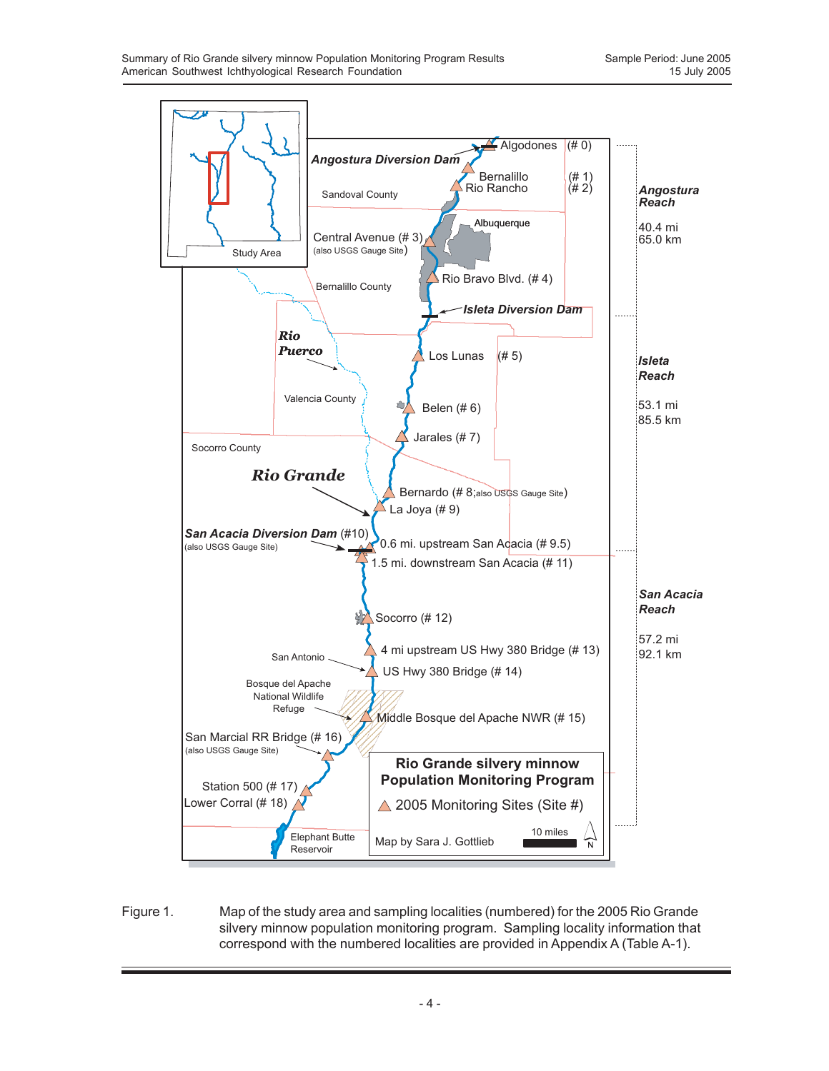Algodones (# 0)

*Angostura Diversion Dam*

Bernalillo (# 1)
Rio Rancho (# 2)

Sandoval County

Albuquerque

Central Avenue (# 3)
(also USGS Gauge Site)

Rio Bravo Blvd. (# 4)

Bernalillo County

*Isleta Diversion Dam*

*Rio Puerco*

Los Lunas (# 5)

Valencia County

Belen (# 6)

Jarales (# 7)

Socorro County

*Rio Grande*

Bernardo (# 8; also USGS Gauge Site)

La Joya (# 9)

*San Acacia Diversion Dam* (#10)
(also USGS Gauge Site)

0.6 mi. upstream San Acacia (# 9.5)

1.5 mi. downstream San Acacia (# 11)

Socorro (# 12)

4 mi upstream US Hwy 380 Bridge (# 13)

San Antonio

US Hwy 380 Bridge (# 14)

Bosque del Apache National Wildlife Refuge

Middle Bosque del Apache NWR (# 15)

San Marcial RR Bridge (# 16)
(also USGS Gauge Site)

Station 500 (# 17)

Lower Corral (# 18)

Elephant Butte Reservoir

Study Area

***Angostura Reach***
40.4 mi
65.0 km

***Isleta Reach***
53.1 mi
85.5 km

***San Acacia Reach***
57.2 mi
92.1 km

**Rio Grande silvery minnow Population Monitoring Program**

△ 2005 Monitoring Sites (Site #)

Map by Sara J. Gottlieb

10 miles

N

Figure 1. Map of the study area and sampling localities (numbered) for the 2005 Rio Grande silvery minnow population monitoring program. Sampling locality information that correspond with the numbered localities are provided in Appendix A (Table A-1).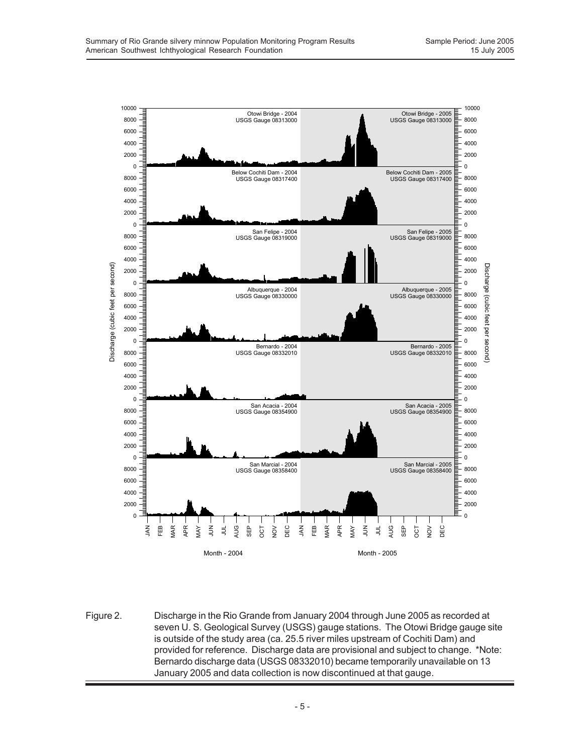Figure 2. Discharge in the Rio Grande from January 2004 through June 2005 as recorded at seven U. S. Geological Survey (USGS) gauge stations. The Otowi Bridge gauge site is outside of the study area (ca. 25.5 river miles upstream of Cochiti Dam) and provided for reference. Discharge data are provisional and subject to change. *Note: Bernardo discharge data (USGS 08332010) became temporarily unavailable on 13 January 2005 and data collection is now discontinued at that gauge.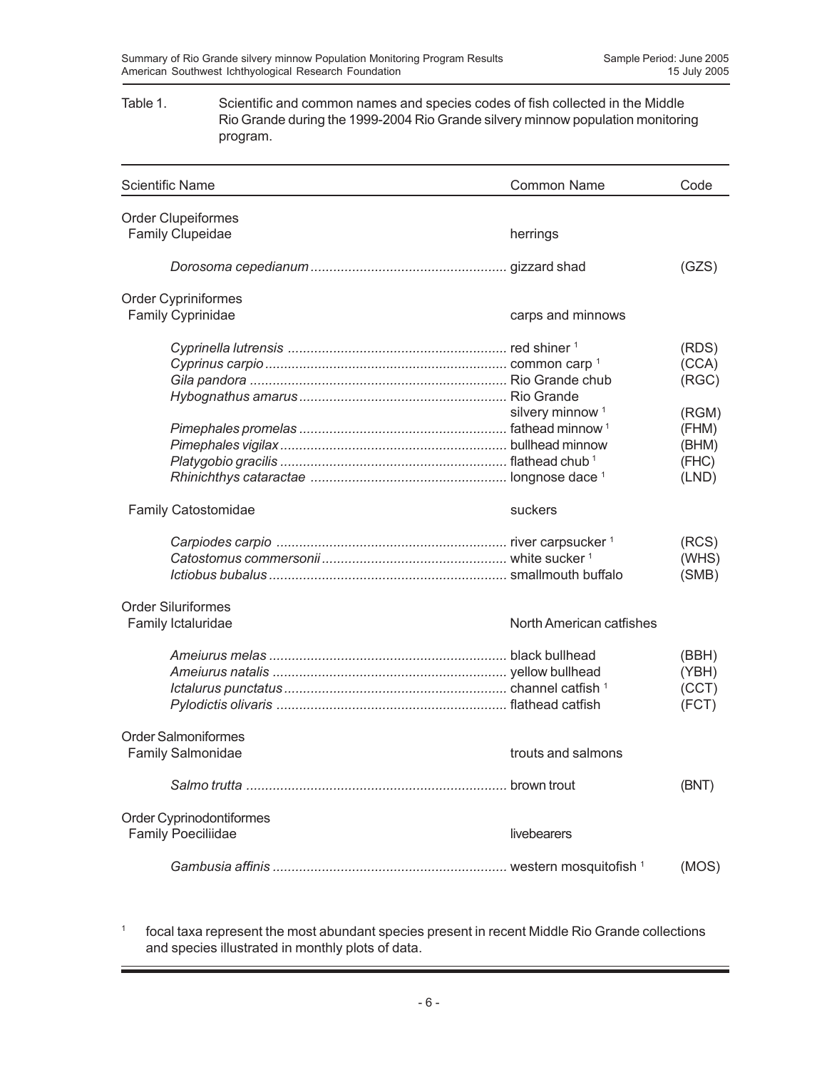Table 1. Scientific and common names and species codes of fish collected in the Middle Rio Grande during the 1999-2004 Rio Grande silvery minnow population monitoring program.

| Scientific Name | Common Name | Code |
|---|---|---|
| Order Clupeiformes | | |
| Family Clupeidae | herrings | |
| *Dorosoma cepedianum* | gizzard shad | (GZS) |
| Order Cypriniformes | | |
| Family Cyprinidae | carps and minnows | |
| *Cyprinella lutrensis* | red shiner [1] | (RDS) |
| *Cyprinus carpio* | common carp [1] | (CCA) |
| *Gila pandora* | Rio Grande chub | (RGC) |
| *Hybognathus amarus* | Rio Grande silvery minnow [1] | (RGM) |
| *Pimephales promelas* | fathead minnow [1] | (FHM) |
| *Pimephales vigilax* | bullhead minnow | (BHM) |
| *Platygobio gracilis* | flathead chub [1] | (FHC) |
| *Rhinichthys cataractae* | longnose dace [1] | (LND) |
| Family Catostomidae | suckers | |
| *Carpiodes carpio* | river carpsucker [1] | (RCS) |
| *Catostomus commersonii* | white sucker [1] | (WHS) |
| *Ictiobus bubalus* | smallmouth buffalo | (SMB) |
| Order Siluriformes | | |
| Family Ictaluridae | North American catfishes | |
| *Ameiurus melas* | black bullhead | (BBH) |
| *Ameiurus natalis* | yellow bullhead | (YBH) |
| *Ictalurus punctatus* | channel catfish [1] | (CCT) |
| *Pylodictis olivaris* | flathead catfish | (FCT) |
| Order Salmoniformes | | |
| Family Salmonidae | trouts and salmons | |
| *Salmo trutta* | brown trout | (BNT) |
| Order Cyprinodontiformes | | |
| Family Poeciliidae | livebearers | |
| *Gambusia affinis* | western mosquitofish [1] | (MOS) |

[1] focal taxa represent the most abundant species present in recent Middle Rio Grande collections and species illustrated in monthly plots of data.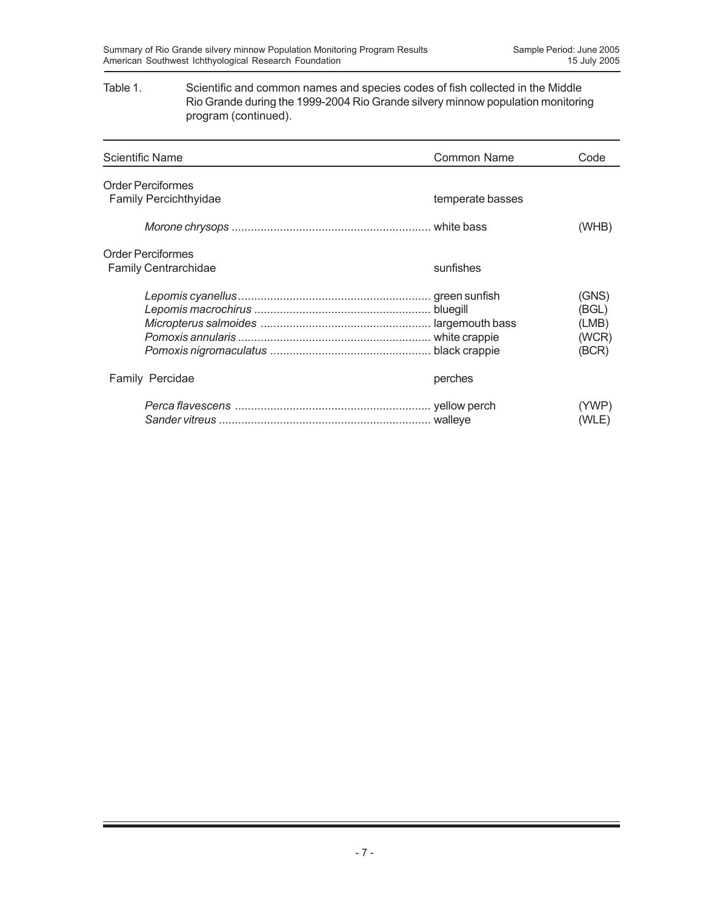Table 1. Scientific and common names and species codes of fish collected in the Middle Rio Grande during the 1999-2004 Rio Grande silvery minnow population monitoring program (continued).

| Scientific Name | Common Name | Code |
|---|---|---|
| Order Perciformes | | |
| Family Percichthyidae | temperate basses | |
| *Morone chrysops* | white bass | (WHB) |
| Order Perciformes | | |
| Family Centrarchidae | sunfishes | |
| *Lepomis cyanellus* | green sunfish | (GNS) |
| *Lepomis macrochirus* | bluegill | (BGL) |
| *Micropterus salmoides* | largemouth bass | (LMB) |
| *Pomoxis annularis* | white crappie | (WCR) |
| *Pomoxis nigromaculatus* | black crappie | (BCR) |
| Family Percidae | perches | |
| *Perca flavescens* | yellow perch | (YWP) |
| *Sander vitreus* | walleye | (WLE) |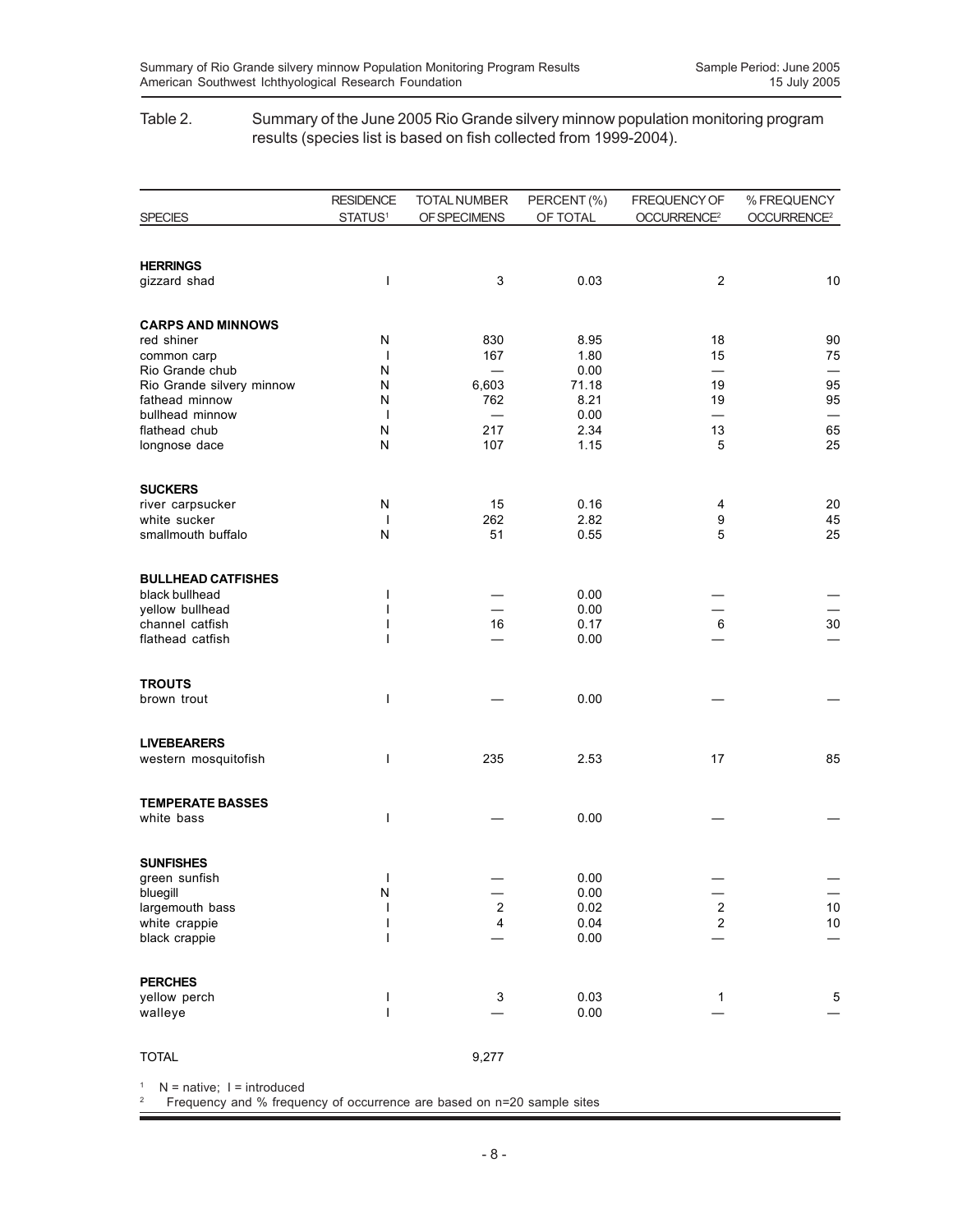Table 2. Summary of the June 2005 Rio Grande silvery minnow population monitoring program results (species list is based on fish collected from 1999-2004).

| SPECIES | RESIDENCE STATUS[1] | TOTAL NUMBER OF SPECIMENS | PERCENT (%) OF TOTAL | FREQUENCY OF OCCURRENCE[2] | % FREQUENCY OCCURRENCE[2] |
|---|---|---|---|---|---|
| **HERRINGS** | | | | | |
| gizzard shad | I | 3 | 0.03 | 2 | 10 |
| **CARPS AND MINNOWS** | | | | | |
| red shiner | N | 830 | 8.95 | 18 | 90 |
| common carp | I | 167 | 1.80 | 15 | 75 |
| Rio Grande chub | N | — | 0.00 | — | — |
| Rio Grande silvery minnow | N | 6,603 | 71.18 | 19 | 95 |
| fathead minnow | N | 762 | 8.21 | 19 | 95 |
| bullhead minnow | I | — | 0.00 | — | — |
| flathead chub | N | 217 | 2.34 | 13 | 65 |
| longnose dace | N | 107 | 1.15 | 5 | 25 |
| **SUCKERS** | | | | | |
| river carpsucker | N | 15 | 0.16 | 4 | 20 |
| white sucker | I | 262 | 2.82 | 9 | 45 |
| smallmouth buffalo | N | 51 | 0.55 | 5 | 25 |
| **BULLHEAD CATFISHES** | | | | | |
| black bullhead | I | — | 0.00 | — | — |
| yellow bullhead | I | — | 0.00 | — | — |
| channel catfish | I | 16 | 0.17 | 6 | 30 |
| flathead catfish | I | — | 0.00 | — | — |
| **TROUTS** | | | | | |
| brown trout | I | — | 0.00 | — | — |
| **LIVEBEARERS** | | | | | |
| western mosquitofish | I | 235 | 2.53 | 17 | 85 |
| **TEMPERATE BASSES** | | | | | |
| white bass | I | — | 0.00 | — | — |
| **SUNFISHES** | | | | | |
| green sunfish | I | — | 0.00 | — | — |
| bluegill | N | — | 0.00 | — | — |
| largemouth bass | I | 2 | 0.02 | 2 | 10 |
| white crappie | I | 4 | 0.04 | 2 | 10 |
| black crappie | I | — | 0.00 | — | — |
| **PERCHES** | | | | | |
| yellow perch | I | 3 | 0.03 | 1 | 5 |
| walleye | I | — | 0.00 | — | — |
| TOTAL | | 9,277 | | | |

[1] N = native; I = introduced

[2] Frequency and % frequency of occurrence are based on n=20 sample sites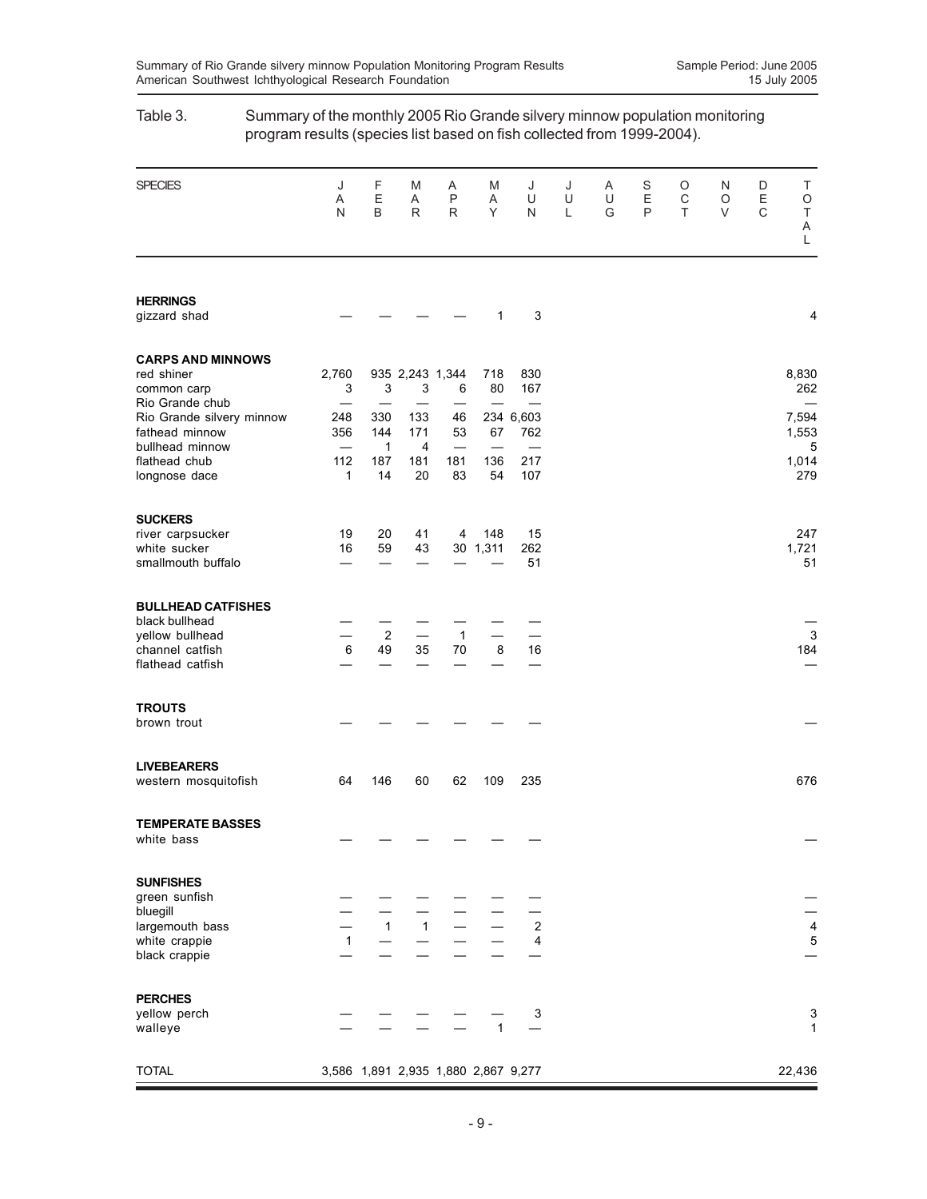Table 3. Summary of the monthly 2005 Rio Grande silvery minnow population monitoring program results (species list based on fish collected from 1999-2004).

| SPECIES | JAN | FEB | MAR | APR | MAY | JUN | JUL | AUG | SEP | OCT | NOV | DEC | TOTAL |
|---|---|---|---|---|---|---|---|---|---|---|---|---|---|
| **HERRINGS** | | | | | | | | | | | | | |
| gizzard shad | — | — | — | — | 1 | 3 | | | | | | | 4 |
| **CARPS AND MINNOWS** | | | | | | | | | | | | | |
| red shiner | 2,760 | 935 | 2,243 | 1,344 | 718 | 830 | | | | | | | 8,830 |
| common carp | 3 | 3 | 3 | 6 | 80 | 167 | | | | | | | 262 |
| Rio Grande chub | — | — | — | — | — | — | | | | | | | — |
| Rio Grande silvery minnow | 248 | 330 | 133 | 46 | 234 | 6,603 | | | | | | | 7,594 |
| fathead minnow | 356 | 144 | 171 | 53 | 67 | 762 | | | | | | | 1,553 |
| bullhead minnow | — | 1 | 4 | — | — | — | | | | | | | 5 |
| flathead chub | 112 | 187 | 181 | 181 | 136 | 217 | | | | | | | 1,014 |
| longnose dace | 1 | 14 | 20 | 83 | 54 | 107 | | | | | | | 279 |
| **SUCKERS** | | | | | | | | | | | | | |
| river carpsucker | 19 | 20 | 41 | 4 | 148 | 15 | | | | | | | 247 |
| white sucker | 16 | 59 | 43 | 30 | 1,311 | 262 | | | | | | | 1,721 |
| smallmouth buffalo | — | — | — | — | — | 51 | | | | | | | 51 |
| **BULLHEAD CATFISHES** | | | | | | | | | | | | | |
| black bullhead | — | — | — | — | — | — | | | | | | | — |
| yellow bullhead | — | 2 | — | 1 | — | — | | | | | | | 3 |
| channel catfish | 6 | 49 | 35 | 70 | 8 | 16 | | | | | | | 184 |
| flathead catfish | — | — | — | — | — | — | | | | | | | — |
| **TROUTS** | | | | | | | | | | | | | |
| brown trout | — | — | — | — | — | — | | | | | | | — |
| **LIVEBEARERS** | | | | | | | | | | | | | |
| western mosquitofish | 64 | 146 | 60 | 62 | 109 | 235 | | | | | | | 676 |
| **TEMPERATE BASSES** | | | | | | | | | | | | | |
| white bass | — | — | — | — | — | — | | | | | | | — |
| **SUNFISHES** | | | | | | | | | | | | | |
| green sunfish | — | — | — | — | — | — | | | | | | | — |
| bluegill | — | — | — | — | — | — | | | | | | | — |
| largemouth bass | — | 1 | 1 | — | — | 2 | | | | | | | 4 |
| white crappie | 1 | — | — | — | — | 4 | | | | | | | 5 |
| black crappie | — | — | — | — | — | — | | | | | | | — |
| **PERCHES** | | | | | | | | | | | | | |
| yellow perch | — | — | — | — | — | 3 | | | | | | | 3 |
| walleye | — | — | — | — | 1 | — | | | | | | | 1 |
| TOTAL | 3,586 | 1,891 | 2,935 | 1,880 | 2,867 | 9,277 | | | | | | | 22,436 |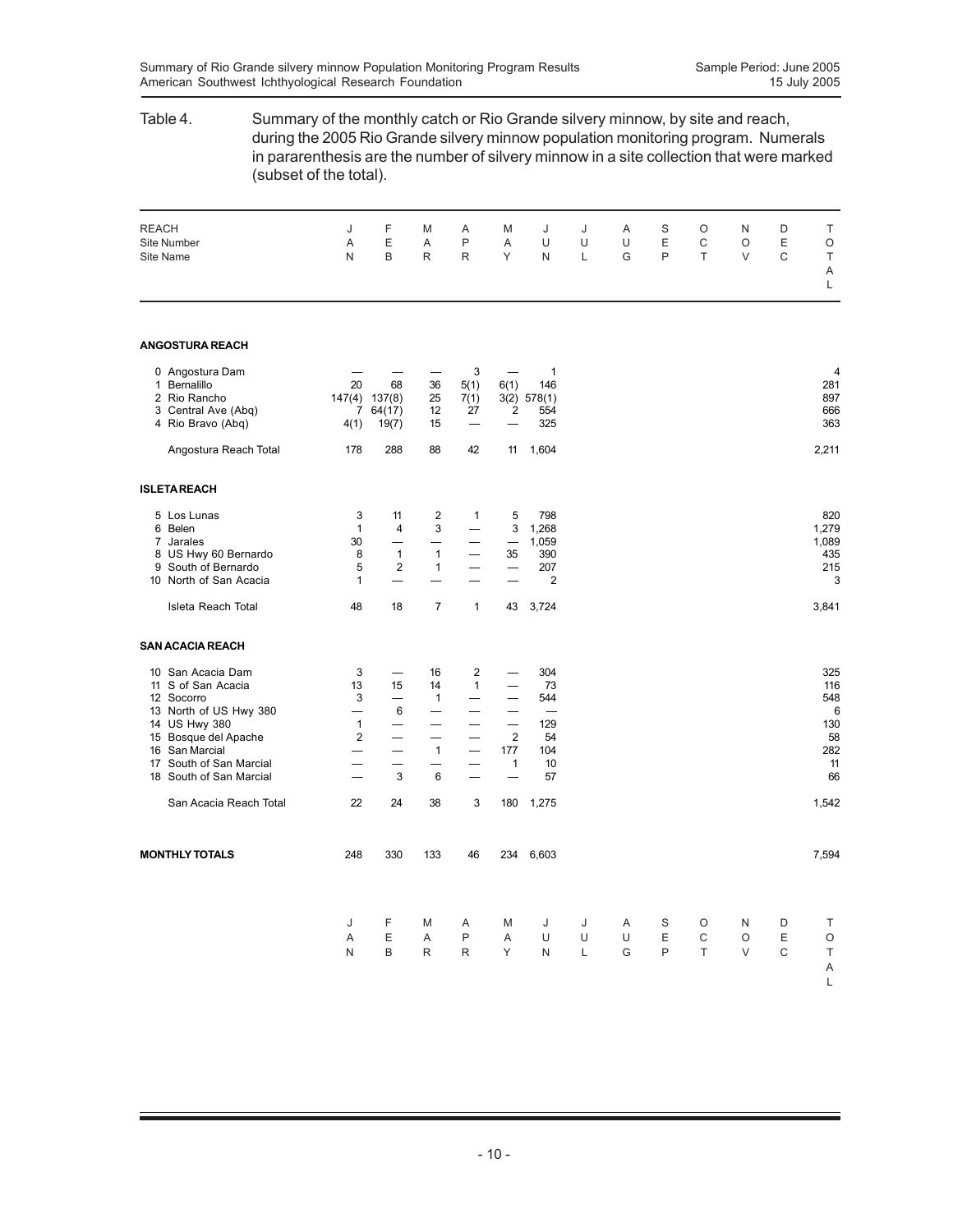Table 4. Summary of the monthly catch or Rio Grande silvery minnow, by site and reach, during the 2005 Rio Grande silvery minnow population monitoring program. Numerals in pararenthesis are the number of silvery minnow in a site collection that were marked (subset of the total).

| REACH / Site Number / Site Name | JAN | FEB | MAR | APR | MAY | JUN | JUL | AUG | SEP | OCT | NOV | DEC | TOTAL |
|---|---|---|---|---|---|---|---|---|---|---|---|---|---|
| **ANGOSTURA REACH** | | | | | | | | | | | | | |
| 0 Angostura Dam | — | — | — | 3 | — | 1 | | | | | | | 4 |
| 1 Bernalillo | 20 | 68 | 36 | 5(1) | 6(1) | 146 | | | | | | | 281 |
| 2 Rio Rancho | 147(4) | 137(8) | 25 | 7(1) | 3(2) | 578(1) | | | | | | | 897 |
| 3 Central Ave (Abq) | 7 | 64(17) | 12 | 27 | 2 | 554 | | | | | | | 666 |
| 4 Rio Bravo (Abq) | 4(1) | 19(7) | 15 | — | — | 325 | | | | | | | 363 |
| Angostura Reach Total | 178 | 288 | 88 | 42 | 11 | 1,604 | | | | | | | 2,211 |
| **ISLETA REACH** | | | | | | | | | | | | | |
| 5 Los Lunas | 3 | 11 | 2 | 1 | 5 | 798 | | | | | | | 820 |
| 6 Belen | 1 | 4 | 3 | — | 3 | 1,268 | | | | | | | 1,279 |
| 7 Jarales | 30 | — | — | — | — | 1,059 | | | | | | | 1,089 |
| 8 US Hwy 60 Bernardo | 8 | 1 | 1 | — | 35 | 390 | | | | | | | 435 |
| 9 South of Bernardo | 5 | 2 | 1 | — | — | 207 | | | | | | | 215 |
| 10 North of San Acacia | 1 | — | — | — | — | 2 | | | | | | | 3 |
| Isleta Reach Total | 48 | 18 | 7 | 1 | 43 | 3,724 | | | | | | | 3,841 |
| **SAN ACACIA REACH** | | | | | | | | | | | | | |
| 10 San Acacia Dam | 3 | — | 16 | 2 | — | 304 | | | | | | | 325 |
| 11 S of San Acacia | 13 | 15 | 14 | 1 | — | 73 | | | | | | | 116 |
| 12 Socorro | 3 | — | 1 | — | — | 544 | | | | | | | 548 |
| 13 North of US Hwy 380 | — | 6 | — | — | — | — | | | | | | | 6 |
| 14 US Hwy 380 | 1 | — | — | — | — | 129 | | | | | | | 130 |
| 15 Bosque del Apache | 2 | — | — | — | 2 | 54 | | | | | | | 58 |
| 16 San Marcial | — | — | 1 | — | 177 | 104 | | | | | | | 282 |
| 17 South of San Marcial | — | — | — | — | 1 | 10 | | | | | | | 11 |
| 18 South of San Marcial | — | 3 | 6 | — | — | 57 | | | | | | | 66 |
| San Acacia Reach Total | 22 | 24 | 38 | 3 | 180 | 1,275 | | | | | | | 1,542 |
| **MONTHLY TOTALS** | 248 | 330 | 133 | 46 | 234 | 6,603 | | | | | | | 7,594 |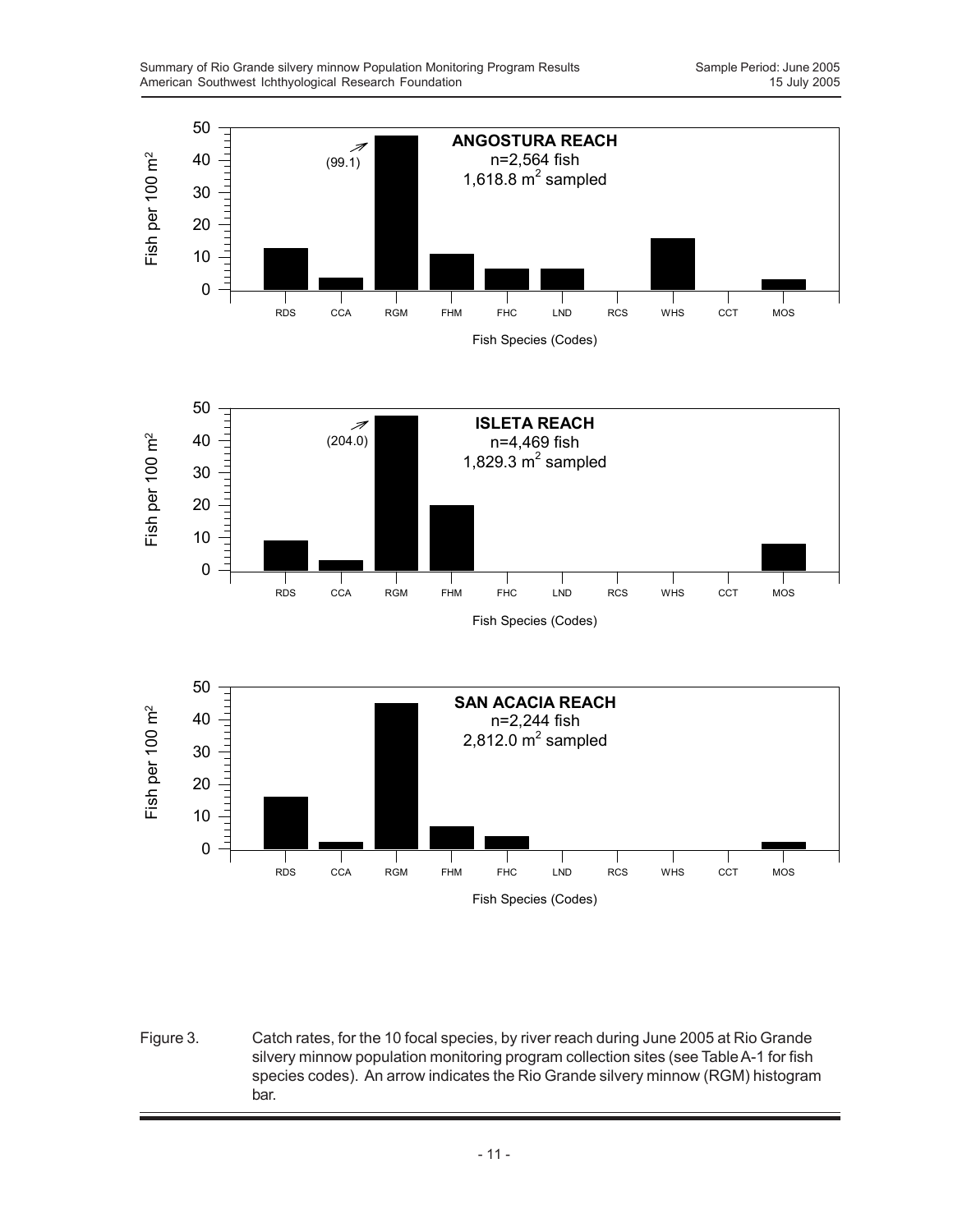Figure 3. Catch rates, for the 10 focal species, by river reach during June 2005 at Rio Grande silvery minnow population monitoring program collection sites (see Table A-1 for fish species codes). An arrow indicates the Rio Grande silvery minnow (RGM) histogram bar.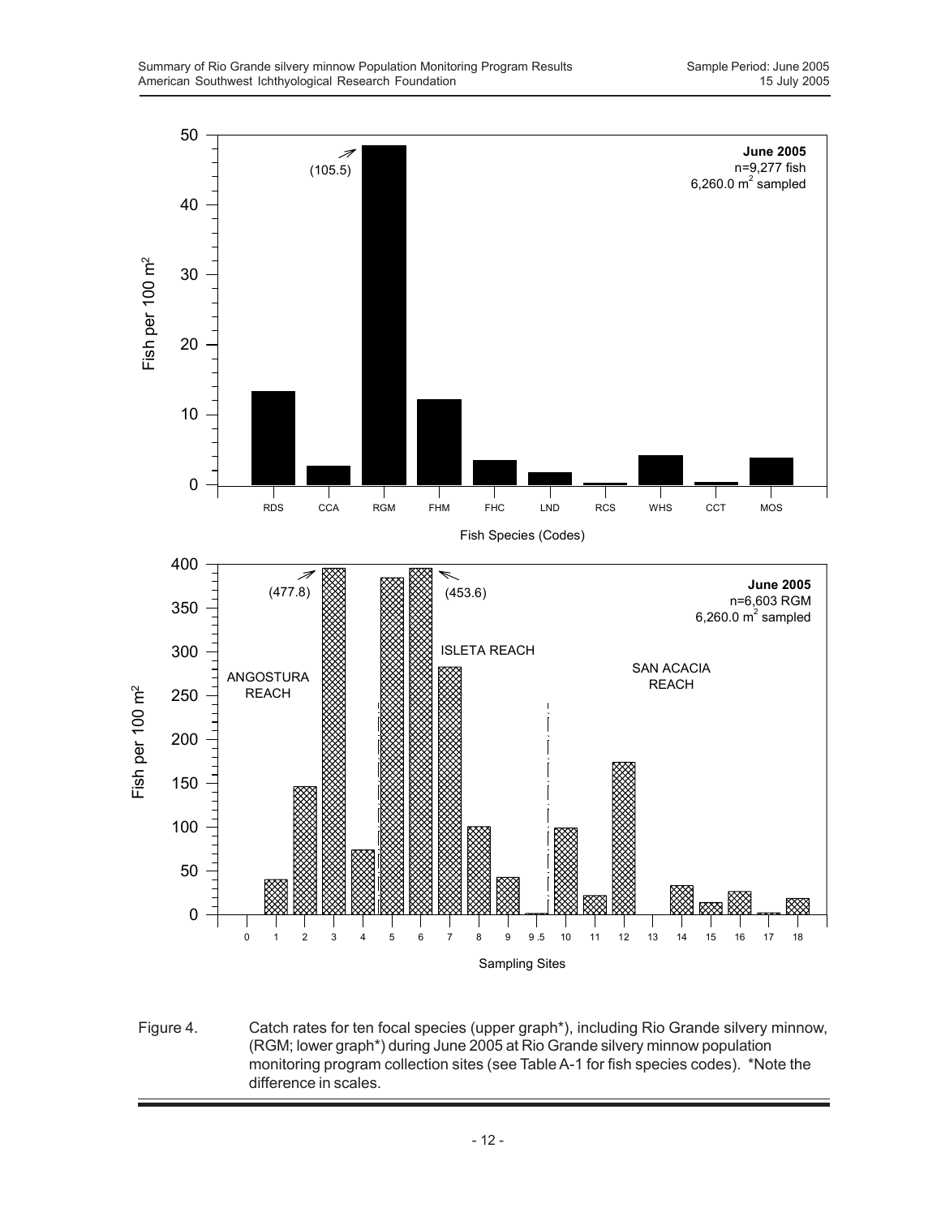Figure 4. Catch rates for ten focal species (upper graph*), including Rio Grande silvery minnow, (RGM; lower graph*) during June 2005 at Rio Grande silvery minnow population monitoring program collection sites (see Table A-1 for fish species codes). *Note the difference in scales.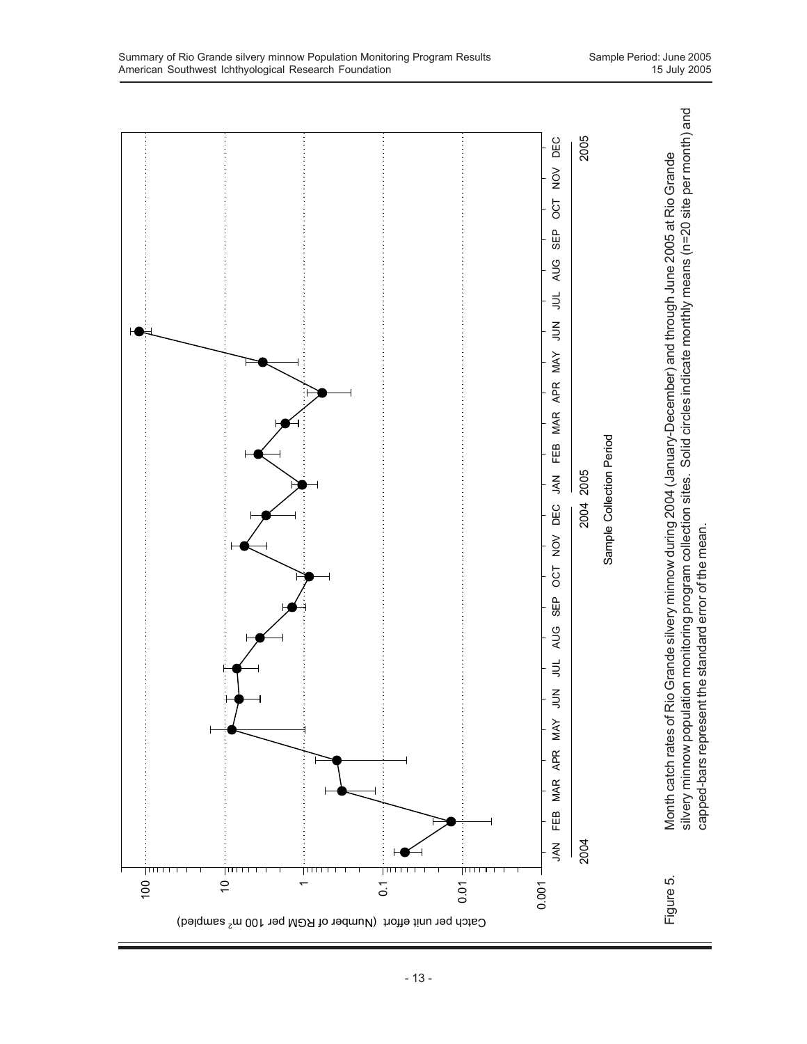Figure 5. Month catch rates of Rio Grande silvery minnow during 2004 (January-December) and through June 2005 at Rio Grande silvery minnow population monitoring program collection sites. Solid circles indicate monthly means (n=20 site per month) and capped-bars represent the standard error of the mean.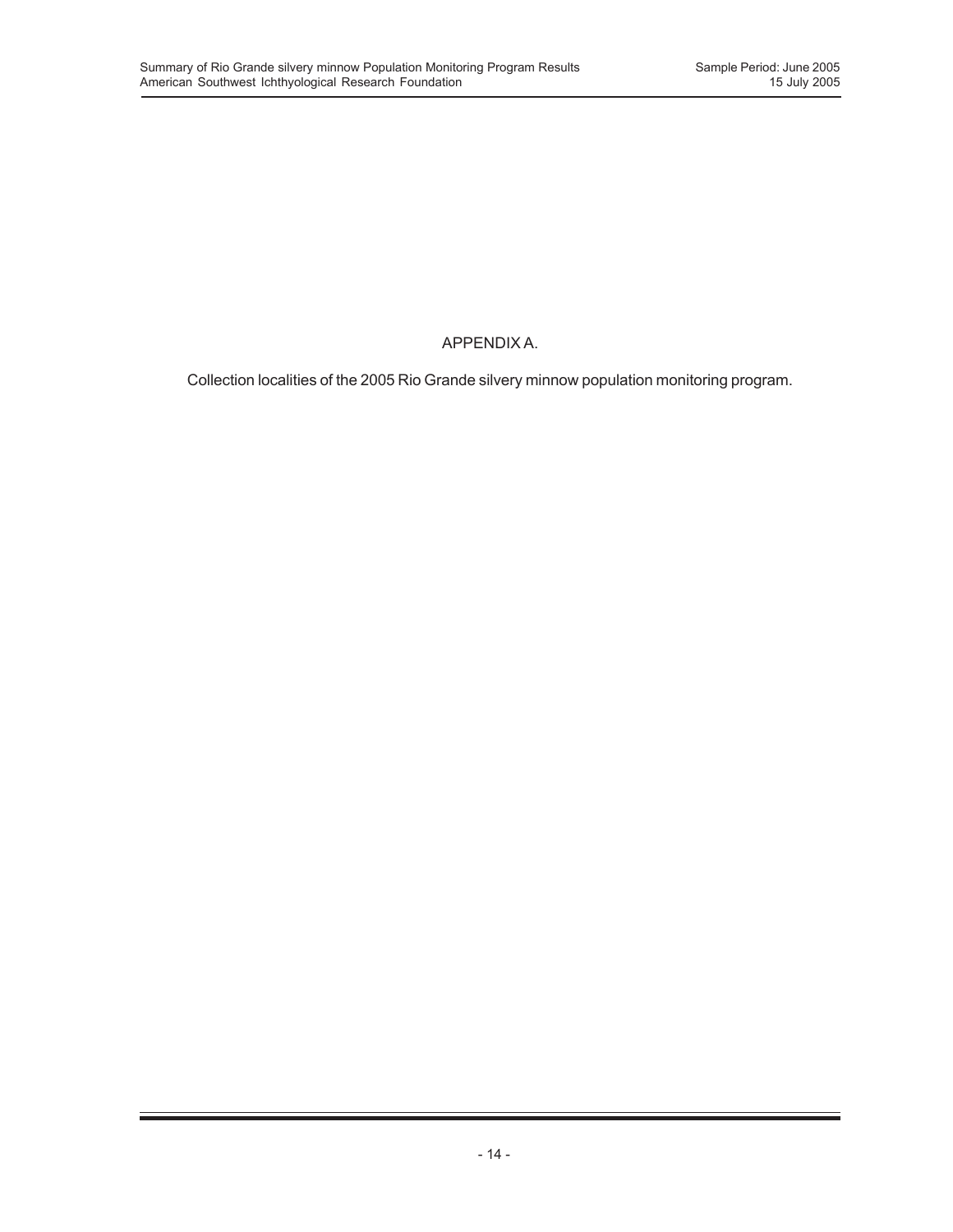# APPENDIX A.

Collection localities of the 2005 Rio Grande silvery minnow population monitoring program.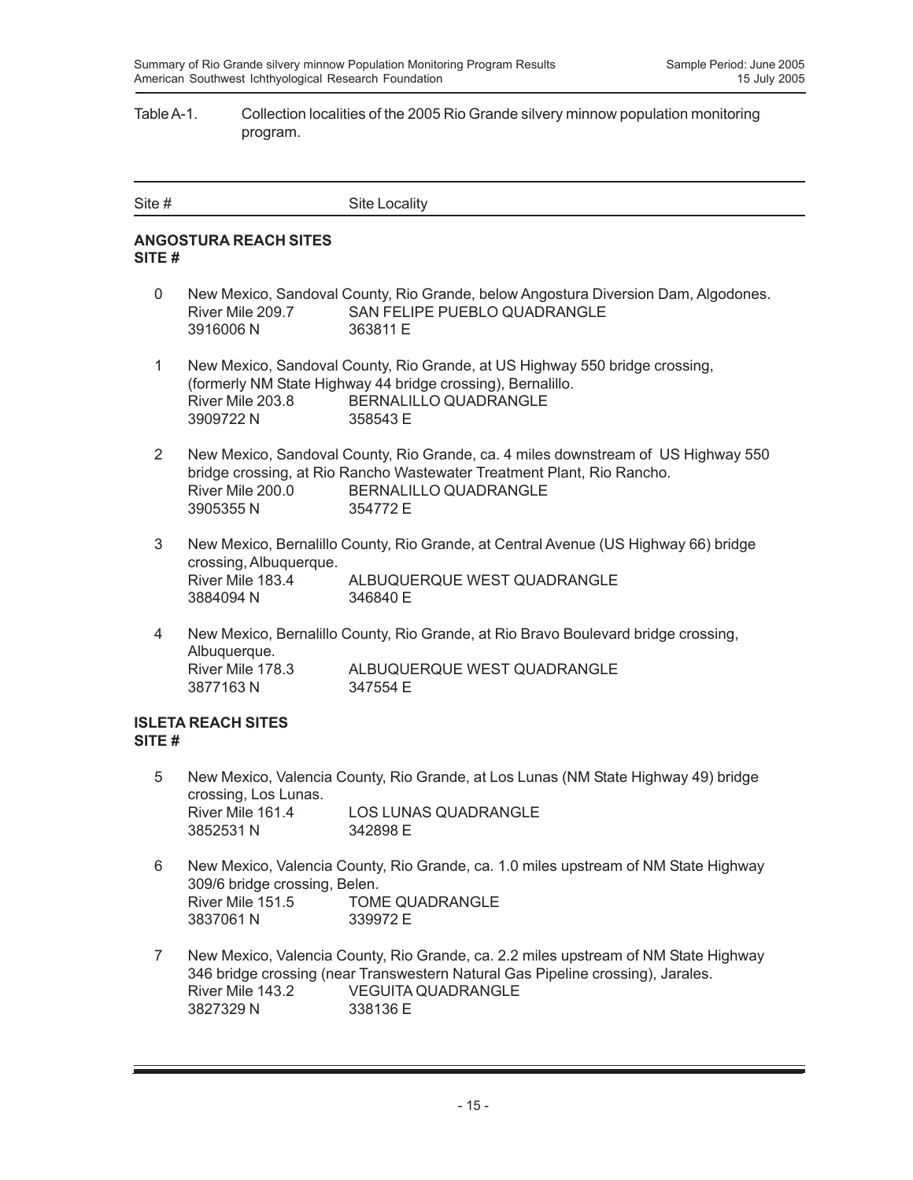Table A-1. Collection localities of the 2005 Rio Grande silvery minnow population monitoring program.

| Site # | Site Locality |
|---|---|

**ANGOSTURA REACH SITES**
**SITE #**

0 New Mexico, Sandoval County, Rio Grande, below Angostura Diversion Dam, Algodones.
River Mile 209.7 SAN FELIPE PUEBLO QUADRANGLE
3916006 N 363811 E

1 New Mexico, Sandoval County, Rio Grande, at US Highway 550 bridge crossing, (formerly NM State Highway 44 bridge crossing), Bernalillo.
River Mile 203.8 BERNALILLO QUADRANGLE
3909722 N 358543 E

2 New Mexico, Sandoval County, Rio Grande, ca. 4 miles downstream of US Highway 550 bridge crossing, at Rio Rancho Wastewater Treatment Plant, Rio Rancho.
River Mile 200.0 BERNALILLO QUADRANGLE
3905355 N 354772 E

3 New Mexico, Bernalillo County, Rio Grande, at Central Avenue (US Highway 66) bridge crossing, Albuquerque.
River Mile 183.4 ALBUQUERQUE WEST QUADRANGLE
3884094 N 346840 E

4 New Mexico, Bernalillo County, Rio Grande, at Rio Bravo Boulevard bridge crossing, Albuquerque.
River Mile 178.3 ALBUQUERQUE WEST QUADRANGLE
3877163 N 347554 E

**ISLETA REACH SITES**
**SITE #**

5 New Mexico, Valencia County, Rio Grande, at Los Lunas (NM State Highway 49) bridge crossing, Los Lunas.
River Mile 161.4 LOS LUNAS QUADRANGLE
3852531 N 342898 E

6 New Mexico, Valencia County, Rio Grande, ca. 1.0 miles upstream of NM State Highway 309/6 bridge crossing, Belen.
River Mile 151.5 TOME QUADRANGLE
3837061 N 339972 E

7 New Mexico, Valencia County, Rio Grande, ca. 2.2 miles upstream of NM State Highway 346 bridge crossing (near Transwestern Natural Gas Pipeline crossing), Jarales.
River Mile 143.2 VEGUITA QUADRANGLE
3827329 N 338136 E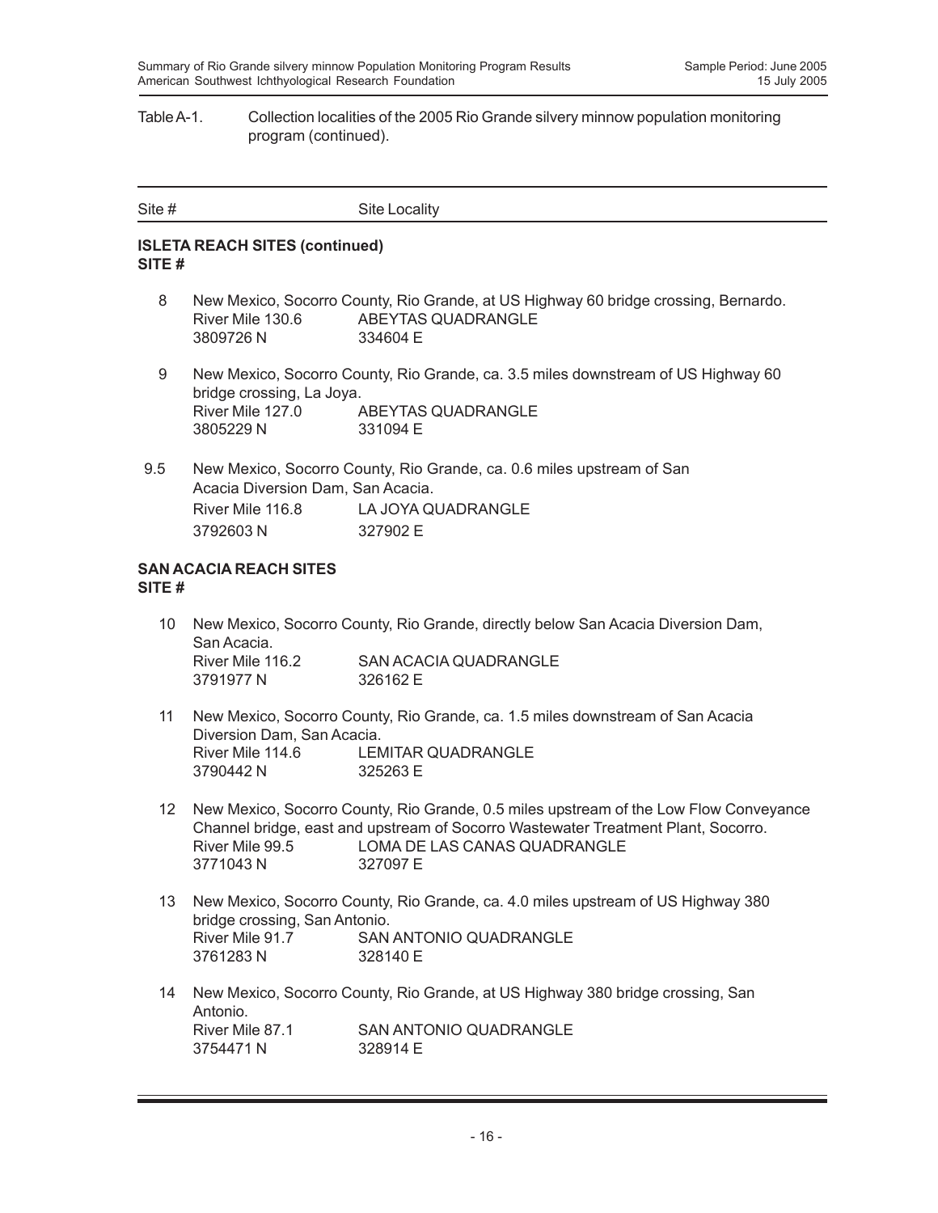Table A-1. Collection localities of the 2005 Rio Grande silvery minnow population monitoring program (continued).

| Site # | Site Locality |
|---|---|

**ISLETA REACH SITES (continued)**
**SITE #**

| Site # | Site Locality | |
|---|---|---|
| 8 | New Mexico, Socorro County, Rio Grande, at US Highway 60 bridge crossing, Bernardo. | |
| | River Mile 130.6 | ABEYTAS QUADRANGLE |
| | 3809726 N | 334604 E |
| 9 | New Mexico, Socorro County, Rio Grande, ca. 3.5 miles downstream of US Highway 60 bridge crossing, La Joya. | |
| | River Mile 127.0 | ABEYTAS QUADRANGLE |
| | 3805229 N | 331094 E |
| 9.5 | New Mexico, Socorro County, Rio Grande, ca. 0.6 miles upstream of San Acacia Diversion Dam, San Acacia. | |
| | River Mile 116.8 | LA JOYA QUADRANGLE |
| | 3792603 N | 327902 E |

**SAN ACACIA REACH SITES**
**SITE #**

| Site # | Site Locality | |
|---|---|---|
| 10 | New Mexico, Socorro County, Rio Grande, directly below San Acacia Diversion Dam, San Acacia. | |
| | River Mile 116.2 | SAN ACACIA QUADRANGLE |
| | 3791977 N | 326162 E |
| 11 | New Mexico, Socorro County, Rio Grande, ca. 1.5 miles downstream of San Acacia Diversion Dam, San Acacia. | |
| | River Mile 114.6 | LEMITAR QUADRANGLE |
| | 3790442 N | 325263 E |
| 12 | New Mexico, Socorro County, Rio Grande, 0.5 miles upstream of the Low Flow Conveyance Channel bridge, east and upstream of Socorro Wastewater Treatment Plant, Socorro. | |
| | River Mile 99.5 | LOMA DE LAS CANAS QUADRANGLE |
| | 3771043 N | 327097 E |
| 13 | New Mexico, Socorro County, Rio Grande, ca. 4.0 miles upstream of US Highway 380 bridge crossing, San Antonio. | |
| | River Mile 91.7 | SAN ANTONIO QUADRANGLE |
| | 3761283 N | 328140 E |
| 14 | New Mexico, Socorro County, Rio Grande, at US Highway 380 bridge crossing, San Antonio. | |
| | River Mile 87.1 | SAN ANTONIO QUADRANGLE |
| | 3754471 N | 328914 E |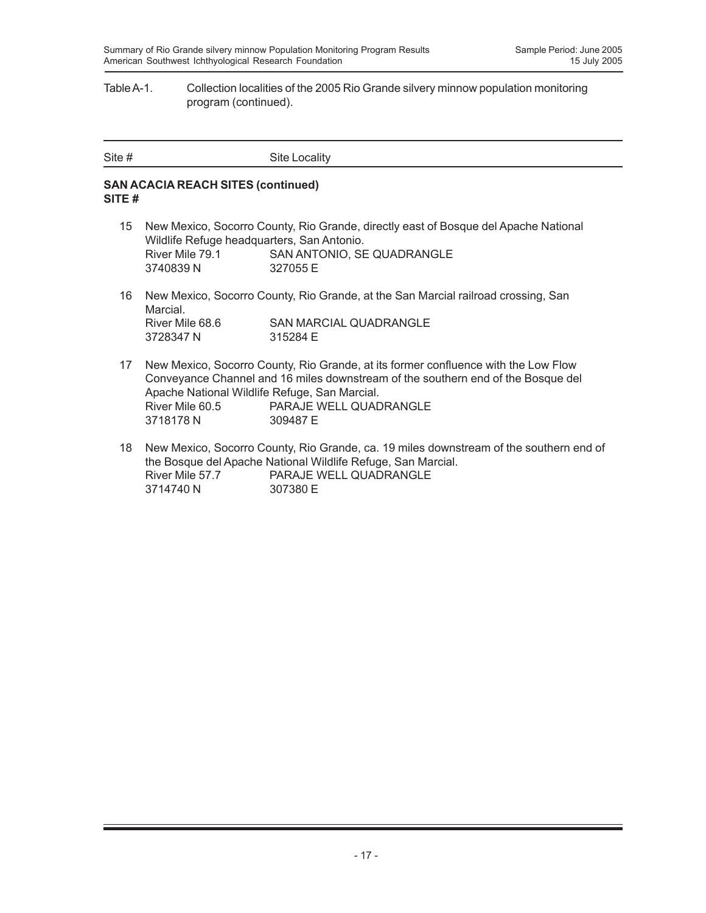Table A-1. Collection localities of the 2005 Rio Grande silvery minnow population monitoring program (continued).

| Site # | Site Locality |
|---|---|

**SAN ACACIA REACH SITES (continued)**
**SITE #**

15 New Mexico, Socorro County, Rio Grande, directly east of Bosque del Apache National Wildlife Refuge headquarters, San Antonio.
River Mile 79.1 SAN ANTONIO, SE QUADRANGLE
3740839 N 327055 E

16 New Mexico, Socorro County, Rio Grande, at the San Marcial railroad crossing, San Marcial.
River Mile 68.6 SAN MARCIAL QUADRANGLE
3728347 N 315284 E

17 New Mexico, Socorro County, Rio Grande, at its former confluence with the Low Flow Conveyance Channel and 16 miles downstream of the southern end of the Bosque del Apache National Wildlife Refuge, San Marcial.
River Mile 60.5 PARAJE WELL QUADRANGLE
3718178 N 309487 E

18 New Mexico, Socorro County, Rio Grande, ca. 19 miles downstream of the southern end of the Bosque del Apache National Wildlife Refuge, San Marcial.
River Mile 57.7 PARAJE WELL QUADRANGLE
3714740 N 307380 E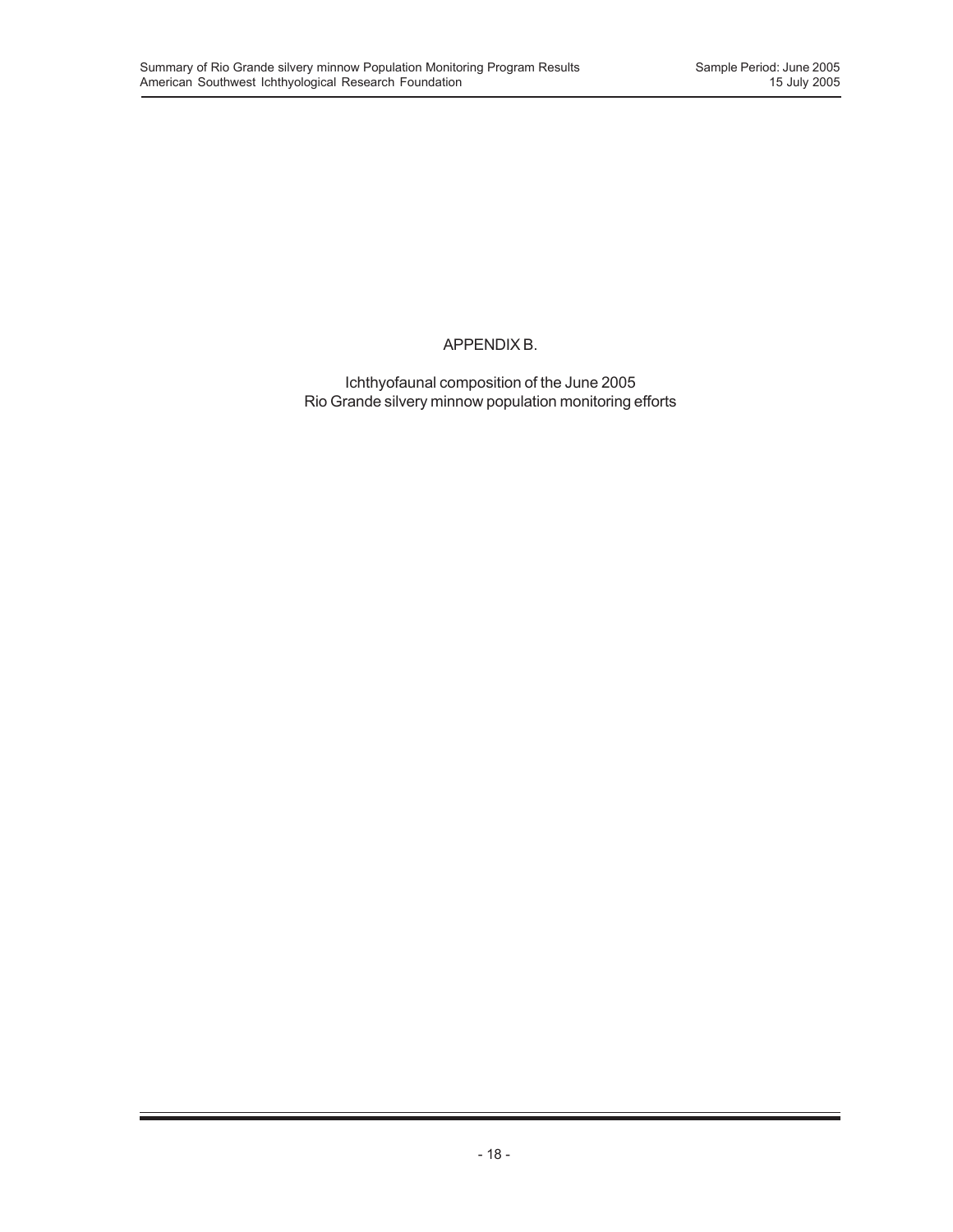# APPENDIX B.

Ichthyofaunal composition of the June 2005
Rio Grande silvery minnow population monitoring efforts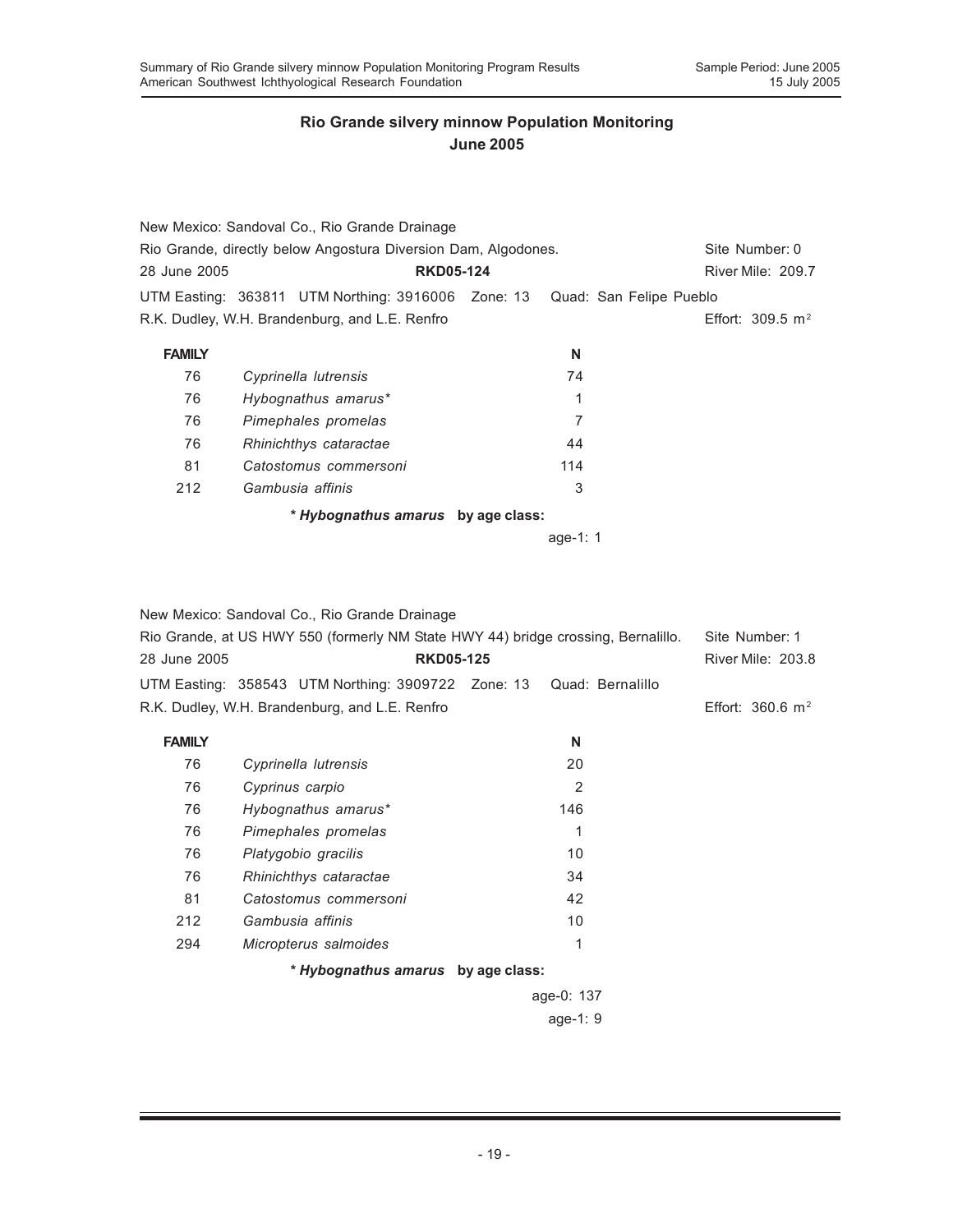## Rio Grande silvery minnow Population Monitoring
## June 2005

New Mexico: Sandoval Co., Rio Grande Drainage
Rio Grande, directly below Angostura Diversion Dam, Algodones. Site Number: 0
28 June 2005 **RKD05-124** River Mile: 209.7
UTM Easting: 363811 UTM Northing: 3916006 Zone: 13 Quad: San Felipe Pueblo
R.K. Dudley, W.H. Brandenburg, and L.E. Renfro Effort: 309.5 m²

| FAMILY | | N |
|---|---|---|
| 76 | *Cyprinella lutrensis* | 74 |
| 76 | *Hybognathus amarus** | 1 |
| 76 | *Pimephales promelas* | 7 |
| 76 | *Rhinichthys cataractae* | 44 |
| 81 | *Catostomus commersoni* | 114 |
| 212 | *Gambusia affinis* | 3 |

**\* *Hybognathus amarus* by age class:**

age-1: 1

New Mexico: Sandoval Co., Rio Grande Drainage
Rio Grande, at US HWY 550 (formerly NM State HWY 44) bridge crossing, Bernalillo. Site Number: 1
28 June 2005 **RKD05-125** River Mile: 203.8
UTM Easting: 358543 UTM Northing: 3909722 Zone: 13 Quad: Bernalillo
R.K. Dudley, W.H. Brandenburg, and L.E. Renfro Effort: 360.6 m²

| FAMILY | | N |
|---|---|---|
| 76 | *Cyprinella lutrensis* | 20 |
| 76 | *Cyprinus carpio* | 2 |
| 76 | *Hybognathus amarus** | 146 |
| 76 | *Pimephales promelas* | 1 |
| 76 | *Platygobio gracilis* | 10 |
| 76 | *Rhinichthys cataractae* | 34 |
| 81 | *Catostomus commersoni* | 42 |
| 212 | *Gambusia affinis* | 10 |
| 294 | *Micropterus salmoides* | 1 |

**\* *Hybognathus amarus* by age class:**

age-0: 137
age-1: 9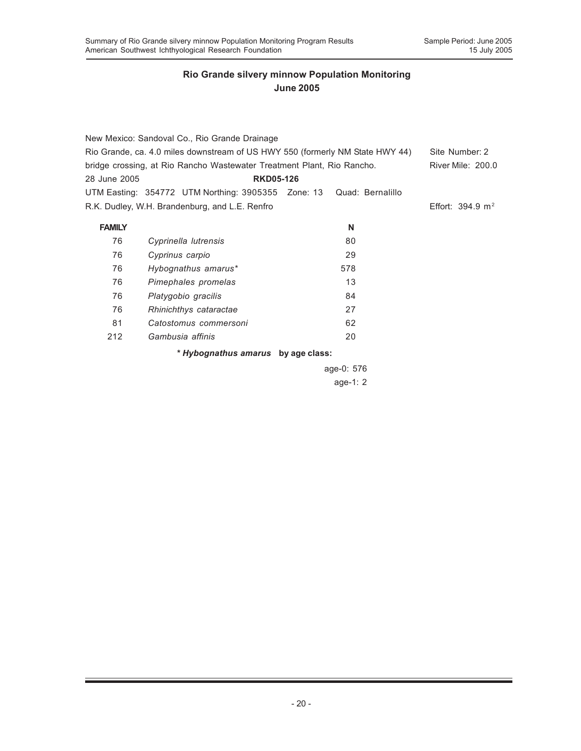## Rio Grande silvery minnow Population Monitoring
## June 2005

New Mexico: Sandoval Co., Rio Grande Drainage
Rio Grande, ca. 4.0 miles downstream of US HWY 550 (formerly NM State HWY 44) bridge crossing, at Rio Rancho Wastewater Treatment Plant, Rio Rancho.

Site Number: 2
River Mile: 200.0

28 June 2005 **RKD05-126**

UTM Easting: 354772 UTM Northing: 3905355 Zone: 13 Quad: Bernalillo

R.K. Dudley, W.H. Brandenburg, and L.E. Renfro

Effort: 394.9 $m^2$

| FAMILY | | N |
|---|---|---|
| 76 | *Cyprinella lutrensis* | 80 |
| 76 | *Cyprinus carpio* | 29 |
| 76 | *Hybognathus amarus** | 578 |
| 76 | *Pimephales promelas* | 13 |
| 76 | *Platygobio gracilis* | 84 |
| 76 | *Rhinichthys cataractae* | 27 |
| 81 | *Catostomus commersoni* | 62 |
| 212 | *Gambusia affinis* | 20 |

**\* *Hybognathus amarus* by age class:**

age-0: 576
age-1: 2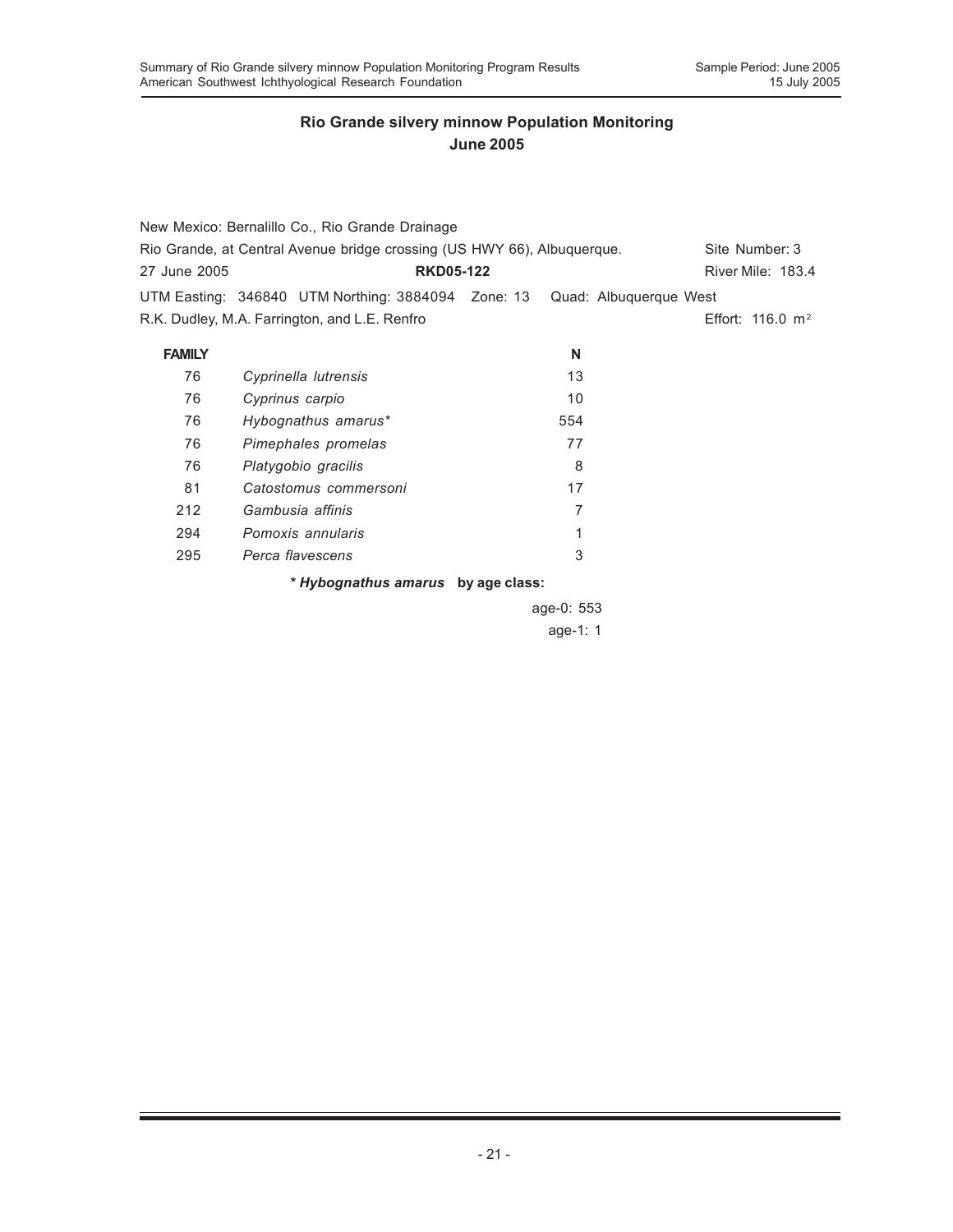## Rio Grande silvery minnow Population Monitoring
## June 2005

New Mexico: Bernalillo Co., Rio Grande Drainage

Rio Grande, at Central Avenue bridge crossing (US HWY 66), Albuquerque. Site Number: 3

27 June 2005 **RKD05-122** River Mile: 183.4

UTM Easting: 346840 UTM Northing: 3884094 Zone: 13 Quad: Albuquerque West

R.K. Dudley, M.A. Farrington, and L.E. Renfro Effort: 116.0 $m^2$

| FAMILY | | N |
|---|---|---|
| 76 | *Cyprinella lutrensis* | 13 |
| 76 | *Cyprinus carpio* | 10 |
| 76 | *Hybognathus amarus** | 554 |
| 76 | *Pimephales promelas* | 77 |
| 76 | *Platygobio gracilis* | 8 |
| 81 | *Catostomus commersoni* | 17 |
| 212 | *Gambusia affinis* | 7 |
| 294 | *Pomoxis annularis* | 1 |
| 295 | *Perca flavescens* | 3 |

**\* *Hybognathus amarus* by age class:**

age-0: 553

age-1: 1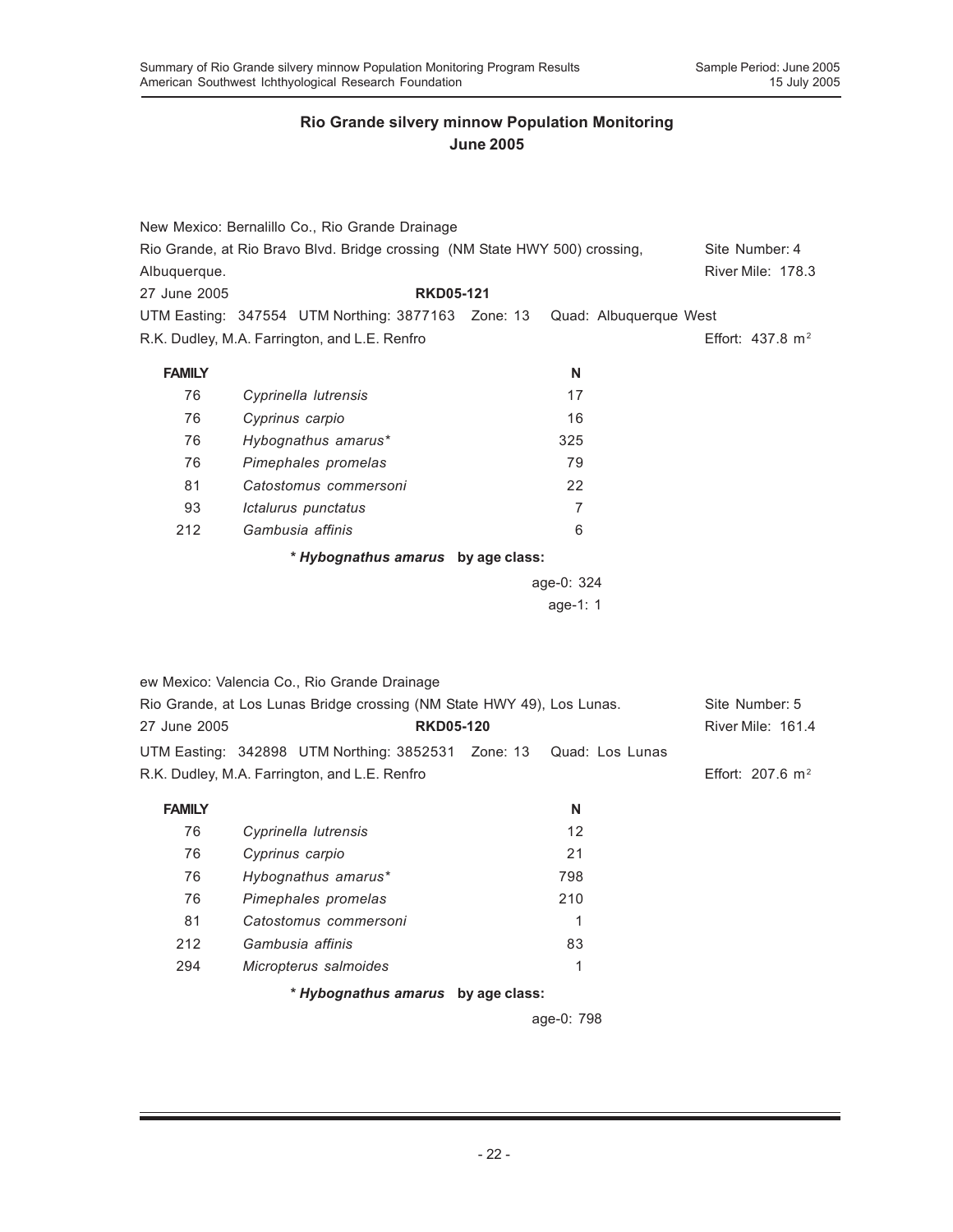## Rio Grande silvery minnow Population Monitoring
## June 2005

New Mexico: Bernalillo Co., Rio Grande Drainage
Rio Grande, at Rio Bravo Blvd. Bridge crossing (NM State HWY 500) crossing, Albuquerque. — Site Number: 4 — River Mile: 178.3
27 June 2005 — **RKD05-121**
UTM Easting: 347554 UTM Northing: 3877163 Zone: 13 Quad: Albuquerque West
R.K. Dudley, M.A. Farrington, and L.E. Renfro — Effort: 437.8 $m^2$

| FAMILY | | N |
|---|---|---|
| 76 | *Cyprinella lutrensis* | 17 |
| 76 | *Cyprinus carpio* | 16 |
| 76 | *Hybognathus amarus** | 325 |
| 76 | *Pimephales promelas* | 79 |
| 81 | *Catostomus commersoni* | 22 |
| 93 | *Ictalurus punctatus* | 7 |
| 212 | *Gambusia affinis* | 6 |

**\* *Hybognathus amarus* by age class:**

age-0: 324
age-1: 1

ew Mexico: Valencia Co., Rio Grande Drainage
Rio Grande, at Los Lunas Bridge crossing (NM State HWY 49), Los Lunas. — Site Number: 5
27 June 2005 — **RKD05-120** — River Mile: 161.4
UTM Easting: 342898 UTM Northing: 3852531 Zone: 13 Quad: Los Lunas
R.K. Dudley, M.A. Farrington, and L.E. Renfro — Effort: 207.6 $m^2$

| FAMILY | | N |
|---|---|---|
| 76 | *Cyprinella lutrensis* | 12 |
| 76 | *Cyprinus carpio* | 21 |
| 76 | *Hybognathus amarus** | 798 |
| 76 | *Pimephales promelas* | 210 |
| 81 | *Catostomus commersoni* | 1 |
| 212 | *Gambusia affinis* | 83 |
| 294 | *Micropterus salmoides* | 1 |

**\* *Hybognathus amarus* by age class:**

age-0: 798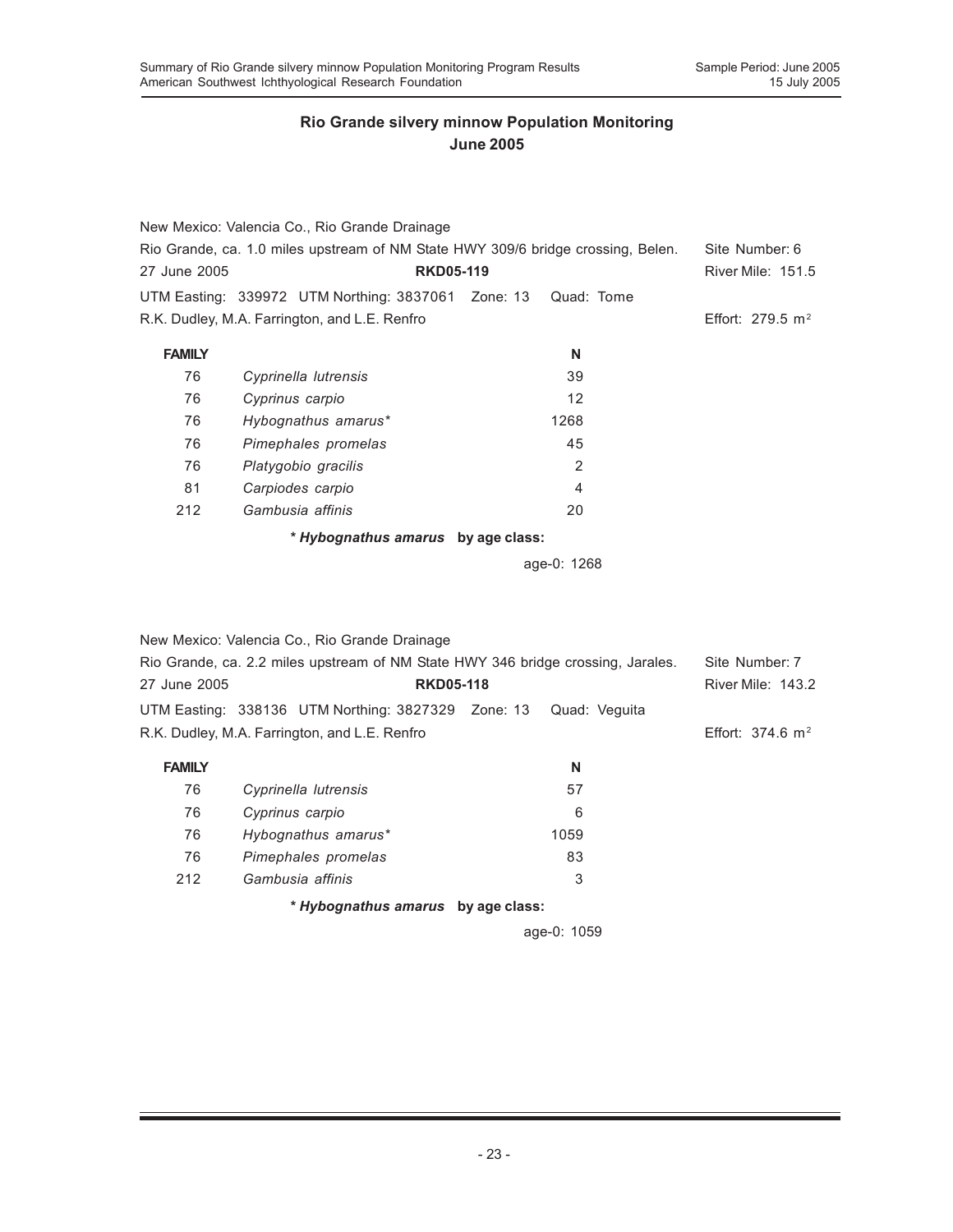## Rio Grande silvery minnow Population Monitoring
## June 2005

New Mexico: Valencia Co., Rio Grande Drainage
Rio Grande, ca. 1.0 miles upstream of NM State HWY 309/6 bridge crossing, Belen. Site Number: 6
27 June 2005 **RKD05-119** River Mile: 151.5
UTM Easting: 339972 UTM Northing: 3837061 Zone: 13 Quad: Tome
R.K. Dudley, M.A. Farrington, and L.E. Renfro Effort: 279.5 $m^2$

| FAMILY | | N |
|---|---|---|
| 76 | *Cyprinella lutrensis* | 39 |
| 76 | *Cyprinus carpio* | 12 |
| 76 | *Hybognathus amarus** | 1268 |
| 76 | *Pimephales promelas* | 45 |
| 76 | *Platygobio gracilis* | 2 |
| 81 | *Carpiodes carpio* | 4 |
| 212 | *Gambusia affinis* | 20 |

**\* *Hybognathus amarus* by age class:**

age-0: 1268

New Mexico: Valencia Co., Rio Grande Drainage
Rio Grande, ca. 2.2 miles upstream of NM State HWY 346 bridge crossing, Jarales. Site Number: 7
27 June 2005 **RKD05-118** River Mile: 143.2
UTM Easting: 338136 UTM Northing: 3827329 Zone: 13 Quad: Veguita
R.K. Dudley, M.A. Farrington, and L.E. Renfro Effort: 374.6 $m^2$

| FAMILY | | N |
|---|---|---|
| 76 | *Cyprinella lutrensis* | 57 |
| 76 | *Cyprinus carpio* | 6 |
| 76 | *Hybognathus amarus** | 1059 |
| 76 | *Pimephales promelas* | 83 |
| 212 | *Gambusia affinis* | 3 |

**\* *Hybognathus amarus* by age class:**

age-0: 1059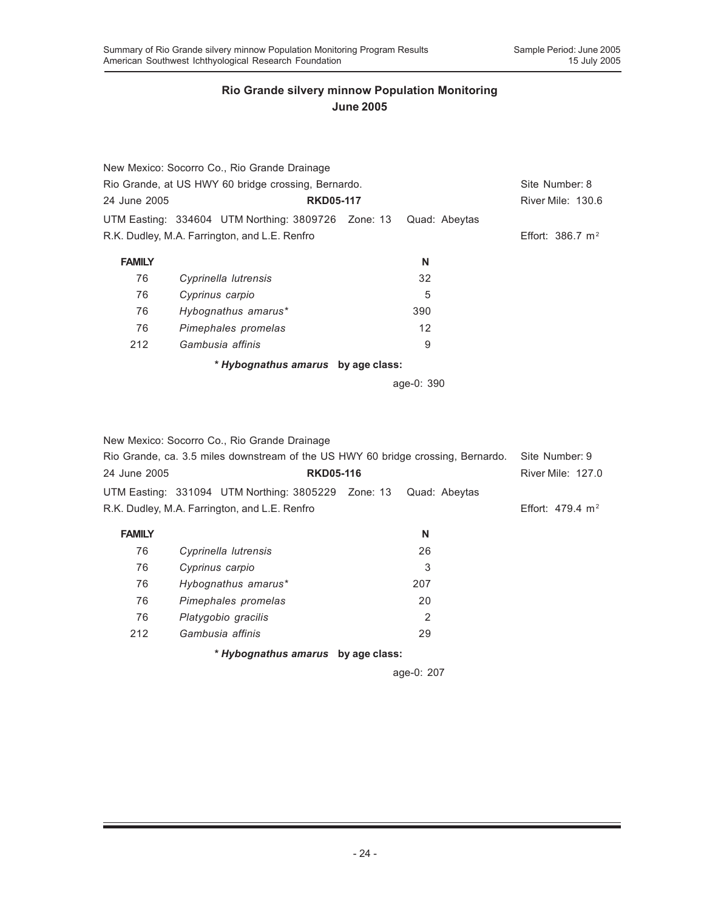## Rio Grande silvery minnow Population Monitoring
## June 2005

New Mexico: Socorro Co., Rio Grande Drainage
Rio Grande, at US HWY 60 bridge crossing, Bernardo. Site Number: 8
24 June 2005 **RKD05-117** River Mile: 130.6
UTM Easting: 334604 UTM Northing: 3809726 Zone: 13 Quad: Abeytas
R.K. Dudley, M.A. Farrington, and L.E. Renfro Effort: 386.7 $m^2$

| FAMILY | | N |
|---|---|---|
| 76 | *Cyprinella lutrensis* | 32 |
| 76 | *Cyprinus carpio* | 5 |
| 76 | *Hybognathus amarus** | 390 |
| 76 | *Pimephales promelas* | 12 |
| 212 | *Gambusia affinis* | 9 |

**\* *Hybognathus amarus* by age class:**

age-0: 390

New Mexico: Socorro Co., Rio Grande Drainage
Rio Grande, ca. 3.5 miles downstream of the US HWY 60 bridge crossing, Bernardo. Site Number: 9
24 June 2005 **RKD05-116** River Mile: 127.0
UTM Easting: 331094 UTM Northing: 3805229 Zone: 13 Quad: Abeytas
R.K. Dudley, M.A. Farrington, and L.E. Renfro Effort: 479.4 $m^2$

| FAMILY | | N |
|---|---|---|
| 76 | *Cyprinella lutrensis* | 26 |
| 76 | *Cyprinus carpio* | 3 |
| 76 | *Hybognathus amarus** | 207 |
| 76 | *Pimephales promelas* | 20 |
| 76 | *Platygobio gracilis* | 2 |
| 212 | *Gambusia affinis* | 29 |

**\* *Hybognathus amarus* by age class:**

age-0: 207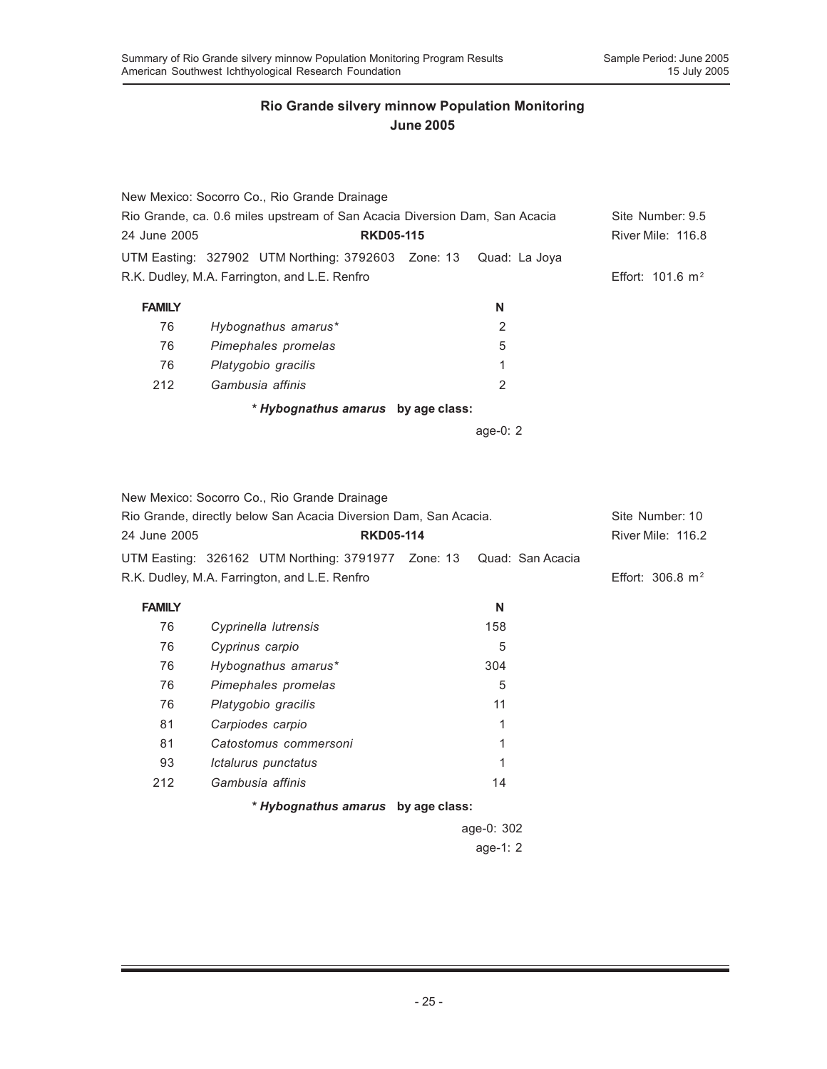## Rio Grande silvery minnow Population Monitoring
## June 2005

New Mexico: Socorro Co., Rio Grande Drainage
Rio Grande, ca. 0.6 miles upstream of San Acacia Diversion Dam, San Acacia — Site Number: 9.5
24 June 2005 — **RKD05-115** — River Mile: 116.8
UTM Easting: 327902 UTM Northing: 3792603 Zone: 13 Quad: La Joya
R.K. Dudley, M.A. Farrington, and L.E. Renfro — Effort: 101.6 $m^2$

| FAMILY | | N |
|---|---|---|
| 76 | *Hybognathus amarus** | 2 |
| 76 | *Pimephales promelas* | 5 |
| 76 | *Platygobio gracilis* | 1 |
| 212 | *Gambusia affinis* | 2 |

**\* *Hybognathus amarus* by age class:**

age-0: 2

New Mexico: Socorro Co., Rio Grande Drainage
Rio Grande, directly below San Acacia Diversion Dam, San Acacia. — Site Number: 10
24 June 2005 — **RKD05-114** — River Mile: 116.2
UTM Easting: 326162 UTM Northing: 3791977 Zone: 13 Quad: San Acacia
R.K. Dudley, M.A. Farrington, and L.E. Renfro — Effort: 306.8 $m^2$

| FAMILY | | N |
|---|---|---|
| 76 | *Cyprinella lutrensis* | 158 |
| 76 | *Cyprinus carpio* | 5 |
| 76 | *Hybognathus amarus** | 304 |
| 76 | *Pimephales promelas* | 5 |
| 76 | *Platygobio gracilis* | 11 |
| 81 | *Carpiodes carpio* | 1 |
| 81 | *Catostomus commersoni* | 1 |
| 93 | *Ictalurus punctatus* | 1 |
| 212 | *Gambusia affinis* | 14 |

**\* *Hybognathus amarus* by age class:**

age-0: 302
age-1: 2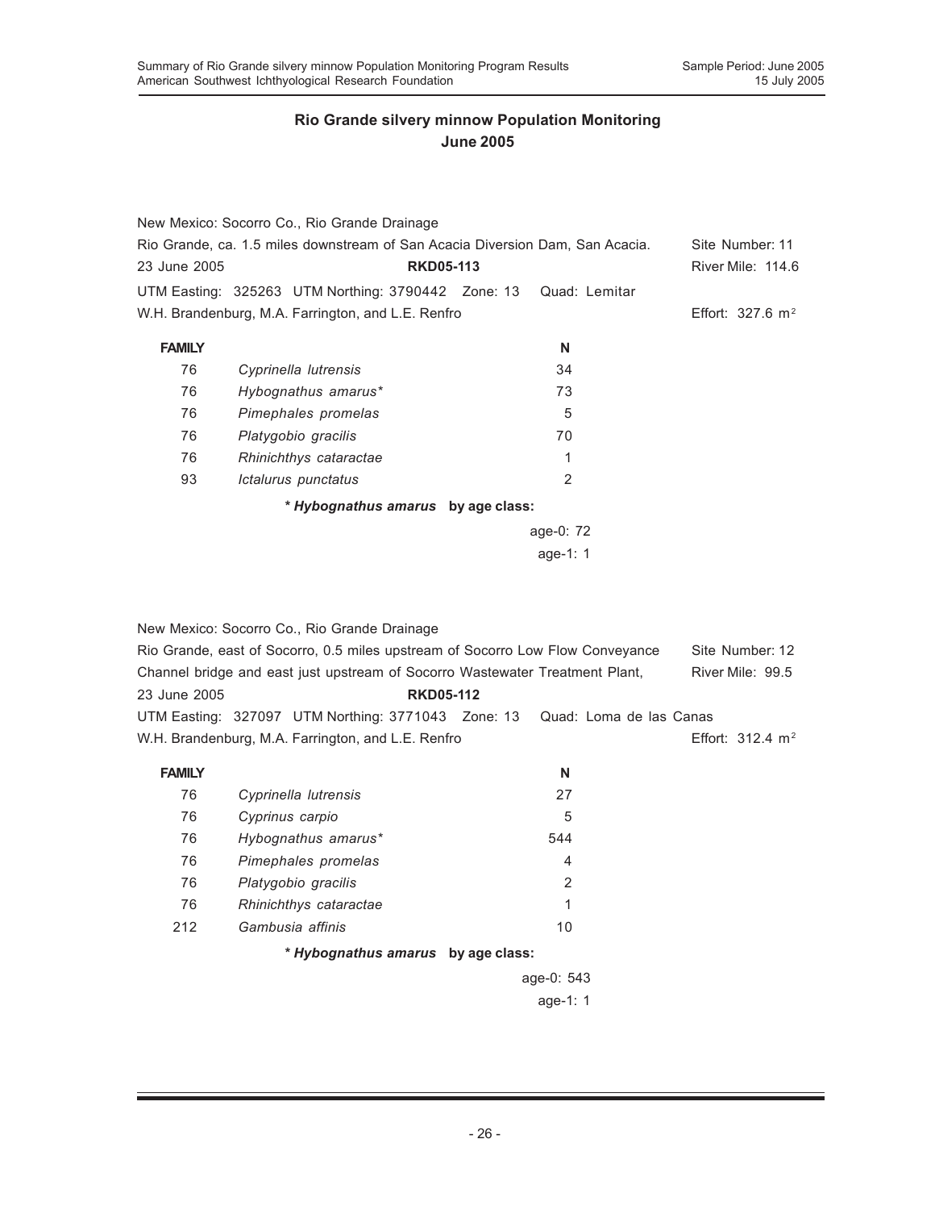## Rio Grande silvery minnow Population Monitoring
## June 2005

New Mexico: Socorro Co., Rio Grande Drainage
Rio Grande, ca. 1.5 miles downstream of San Acacia Diversion Dam, San Acacia. Site Number: 11
23 June 2005 **RKD05-113** River Mile: 114.6
UTM Easting: 325263 UTM Northing: 3790442 Zone: 13 Quad: Lemitar
W.H. Brandenburg, M.A. Farrington, and L.E. Renfro Effort: 327.6 $m^2$

| FAMILY | | N |
|---|---|---|
| 76 | *Cyprinella lutrensis* | 34 |
| 76 | *Hybognathus amarus** | 73 |
| 76 | *Pimephales promelas* | 5 |
| 76 | *Platygobio gracilis* | 70 |
| 76 | *Rhinichthys cataractae* | 1 |
| 93 | *Ictalurus punctatus* | 2 |

**\* *Hybognathus amarus* by age class:**

age-0: 72
age-1: 1

New Mexico: Socorro Co., Rio Grande Drainage
Rio Grande, east of Socorro, 0.5 miles upstream of Socorro Low Flow Conveyance Channel bridge and east just upstream of Socorro Wastewater Treatment Plant, Site Number: 12
River Mile: 99.5
23 June 2005 **RKD05-112**
UTM Easting: 327097 UTM Northing: 3771043 Zone: 13 Quad: Loma de las Canas
W.H. Brandenburg, M.A. Farrington, and L.E. Renfro Effort: 312.4 $m^2$

| FAMILY | | N |
|---|---|---|
| 76 | *Cyprinella lutrensis* | 27 |
| 76 | *Cyprinus carpio* | 5 |
| 76 | *Hybognathus amarus** | 544 |
| 76 | *Pimephales promelas* | 4 |
| 76 | *Platygobio gracilis* | 2 |
| 76 | *Rhinichthys cataractae* | 1 |
| 212 | *Gambusia affinis* | 10 |

**\* *Hybognathus amarus* by age class:**

age-0: 543
age-1: 1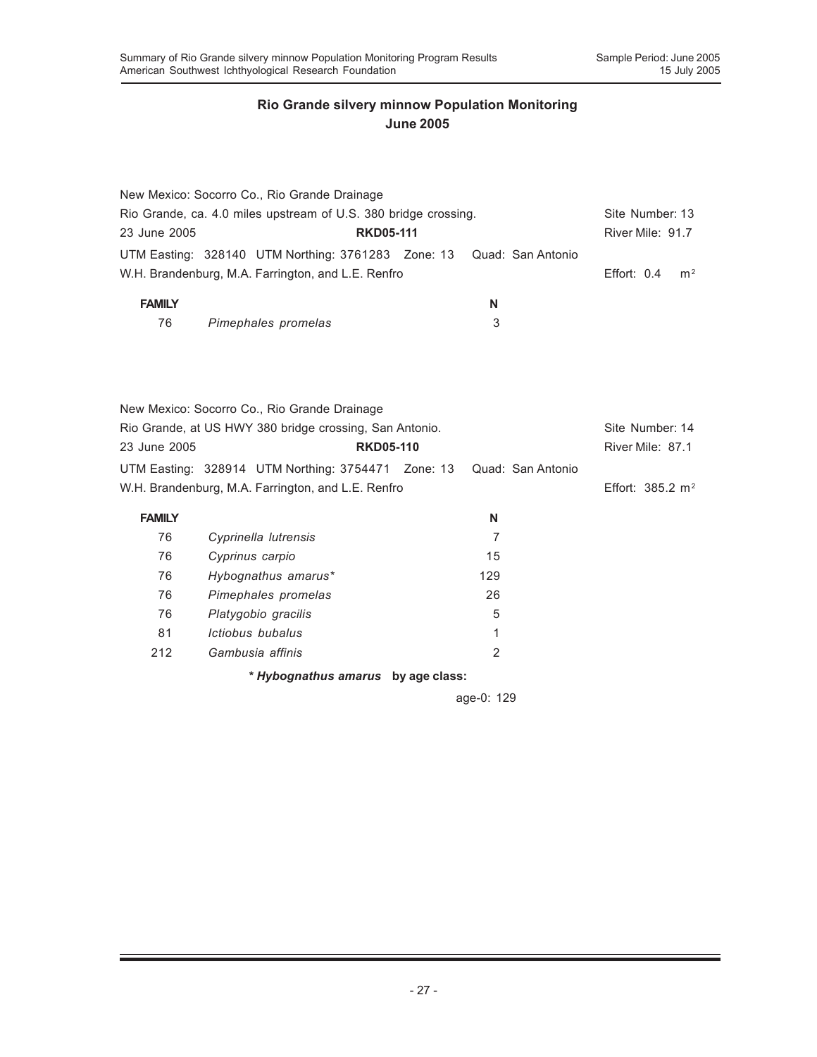## Rio Grande silvery minnow Population Monitoring
## June 2005

New Mexico: Socorro Co., Rio Grande Drainage
Rio Grande, ca. 4.0 miles upstream of U.S. 380 bridge crossing. Site Number: 13
23 June 2005 **RKD05-111** River Mile: 91.7
UTM Easting: 328140 UTM Northing: 3761283 Zone: 13 Quad: San Antonio
W.H. Brandenburg, M.A. Farrington, and L.E. Renfro Effort: 0.4 $m^2$

| FAMILY | | N |
|---|---|---|
| 76 | *Pimephales promelas* | 3 |

New Mexico: Socorro Co., Rio Grande Drainage
Rio Grande, at US HWY 380 bridge crossing, San Antonio. Site Number: 14
23 June 2005 **RKD05-110** River Mile: 87.1
UTM Easting: 328914 UTM Northing: 3754471 Zone: 13 Quad: San Antonio
W.H. Brandenburg, M.A. Farrington, and L.E. Renfro Effort: 385.2 $m^2$

| FAMILY | | N |
|---|---|---|
| 76 | *Cyprinella lutrensis* | 7 |
| 76 | *Cyprinus carpio* | 15 |
| 76 | *Hybognathus amarus** | 129 |
| 76 | *Pimephales promelas* | 26 |
| 76 | *Platygobio gracilis* | 5 |
| 81 | *Ictiobus bubalus* | 1 |
| 212 | *Gambusia affinis* | 2 |

***Hybognathus amarus* by age class:**

age-0: 129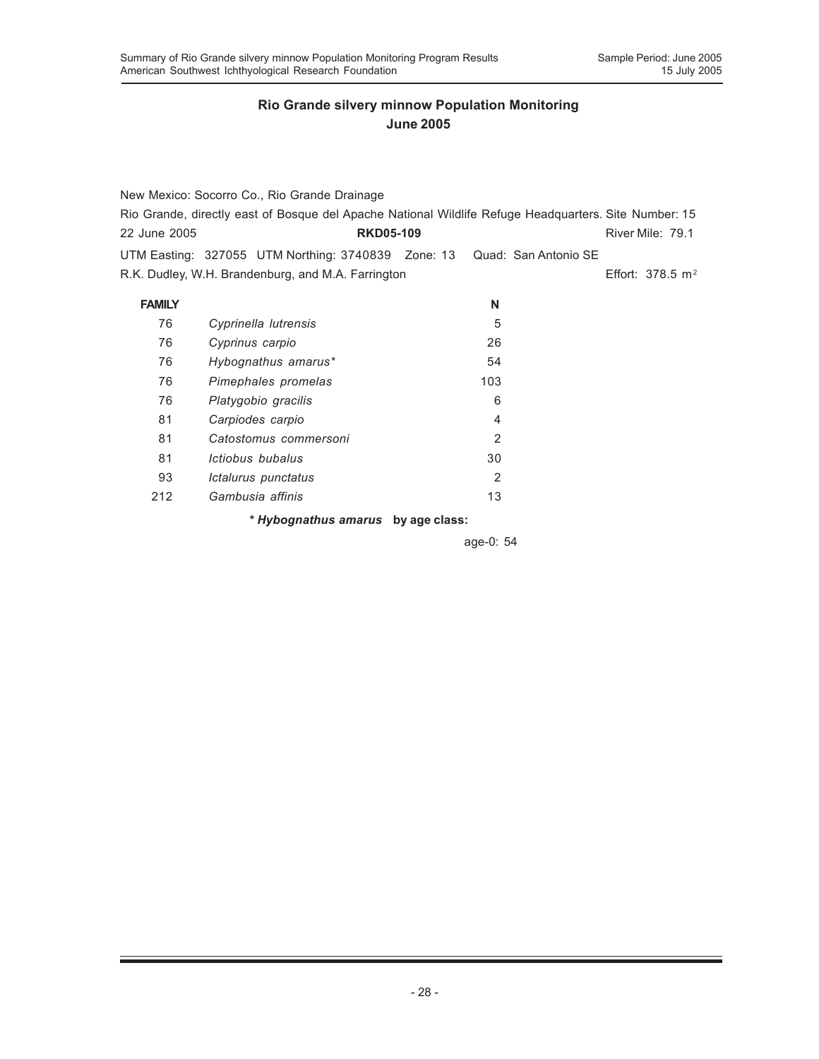## Rio Grande silvery minnow Population Monitoring
## June 2005

New Mexico: Socorro Co., Rio Grande Drainage

Rio Grande, directly east of Bosque del Apache National Wildlife Refuge Headquarters. Site Number: 15

22 June 2005 **RKD05-109** River Mile: 79.1

UTM Easting: 327055 UTM Northing: 3740839 Zone: 13 Quad: San Antonio SE

R.K. Dudley, W.H. Brandenburg, and M.A. Farrington Effort: 378.5 $m^2$

| **FAMILY** | | **N** |
|---|---|---|
| 76 | *Cyprinella lutrensis* | 5 |
| 76 | *Cyprinus carpio* | 26 |
| 76 | *Hybognathus amarus** | 54 |
| 76 | *Pimephales promelas* | 103 |
| 76 | *Platygobio gracilis* | 6 |
| 81 | *Carpiodes carpio* | 4 |
| 81 | *Catostomus commersoni* | 2 |
| 81 | *Ictiobus bubalus* | 30 |
| 93 | *Ictalurus punctatus* | 2 |
| 212 | *Gambusia affinis* | 13 |

**\* *Hybognathus amarus* by age class:**

age-0: 54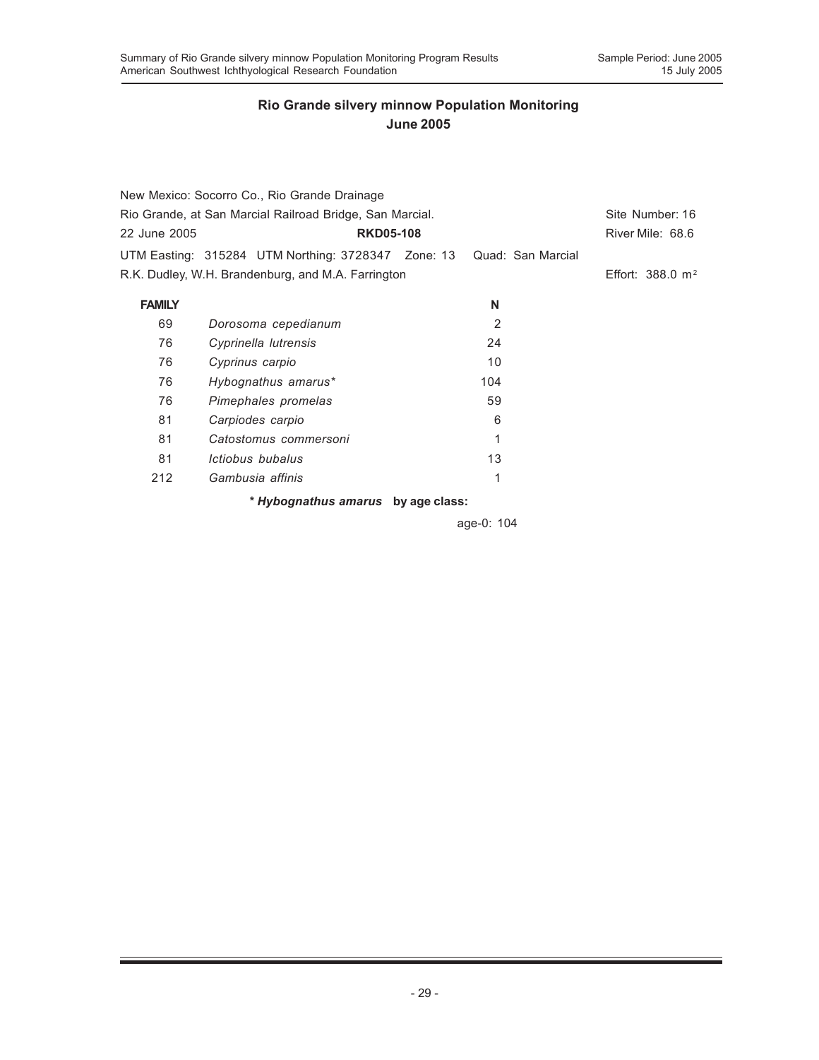## Rio Grande silvery minnow Population Monitoring
## June 2005

New Mexico: Socorro Co., Rio Grande Drainage

Rio Grande, at San Marcial Railroad Bridge, San Marcial. Site Number: 16

22 June 2005 **RKD05-108** River Mile: 68.6

UTM Easting: 315284 UTM Northing: 3728347 Zone: 13 Quad: San Marcial

R.K. Dudley, W.H. Brandenburg, and M.A. Farrington Effort: 388.0 $m^2$

| **FAMILY** | | **N** |
|---|---|---|
| 69 | *Dorosoma cepedianum* | 2 |
| 76 | *Cyprinella lutrensis* | 24 |
| 76 | *Cyprinus carpio* | 10 |
| 76 | *Hybognathus amarus** | 104 |
| 76 | *Pimephales promelas* | 59 |
| 81 | *Carpiodes carpio* | 6 |
| 81 | *Catostomus commersoni* | 1 |
| 81 | *Ictiobus bubalus* | 13 |
| 212 | *Gambusia affinis* | 1 |

**\* *Hybognathus amarus* by age class:**

age-0: 104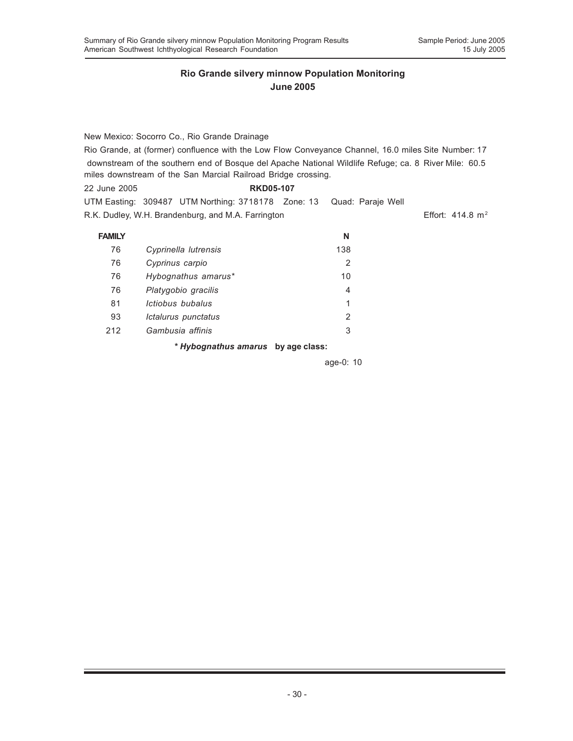## Rio Grande silvery minnow Population Monitoring
## June 2005

New Mexico: Socorro Co., Rio Grande Drainage

Rio Grande, at (former) confluence with the Low Flow Conveyance Channel, 16.0 miles downstream of the southern end of Bosque del Apache National Wildlife Refuge; ca. 8 miles downstream of the San Marcial Railroad Bridge crossing.

Site Number: 17
River Mile: 60.5

22 June 2005 **RKD05-107**

UTM Easting: 309487 UTM Northing: 3718178 Zone: 13 Quad: Paraje Well

R.K. Dudley, W.H. Brandenburg, and M.A. Farrington Effort: 414.8 $m^2$

| FAMILY | | N |
|---|---|---|
| 76 | *Cyprinella lutrensis* | 138 |
| 76 | *Cyprinus carpio* | 2 |
| 76 | *Hybognathus amarus** | 10 |
| 76 | *Platygobio gracilis* | 4 |
| 81 | *Ictiobus bubalus* | 1 |
| 93 | *Ictalurus punctatus* | 2 |
| 212 | *Gambusia affinis* | 3 |

**\* *Hybognathus amarus* by age class:**

age-0: 10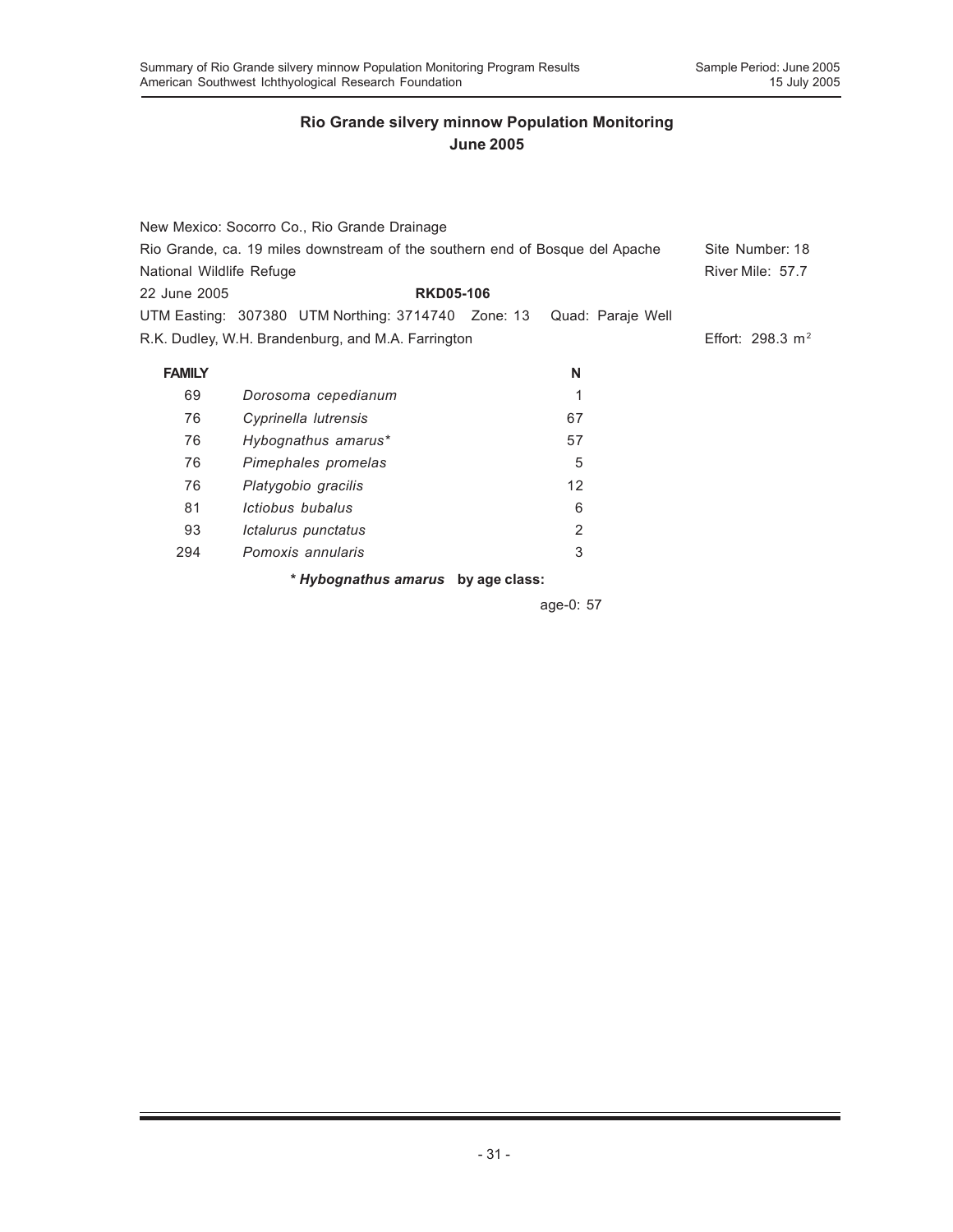## Rio Grande silvery minnow Population Monitoring
## June 2005

New Mexico: Socorro Co., Rio Grande Drainage

Rio Grande, ca. 19 miles downstream of the southern end of Bosque del Apache National Wildlife Refuge

Site Number: 18

River Mile: 57.7

22 June 2005 **RKD05-106**

UTM Easting: 307380 UTM Northing: 3714740 Zone: 13 Quad: Paraje Well

R.K. Dudley, W.H. Brandenburg, and M.A. Farrington

Effort: 298.3 $m^2$

| FAMILY | | N |
|---|---|---|
| 69 | *Dorosoma cepedianum* | 1 |
| 76 | *Cyprinella lutrensis* | 67 |
| 76 | *Hybognathus amarus** | 57 |
| 76 | *Pimephales promelas* | 5 |
| 76 | *Platygobio gracilis* | 12 |
| 81 | *Ictiobus bubalus* | 6 |
| 93 | *Ictalurus punctatus* | 2 |
| 294 | *Pomoxis annularis* | 3 |

**\* *Hybognathus amarus* by age class:**

age-0: 57